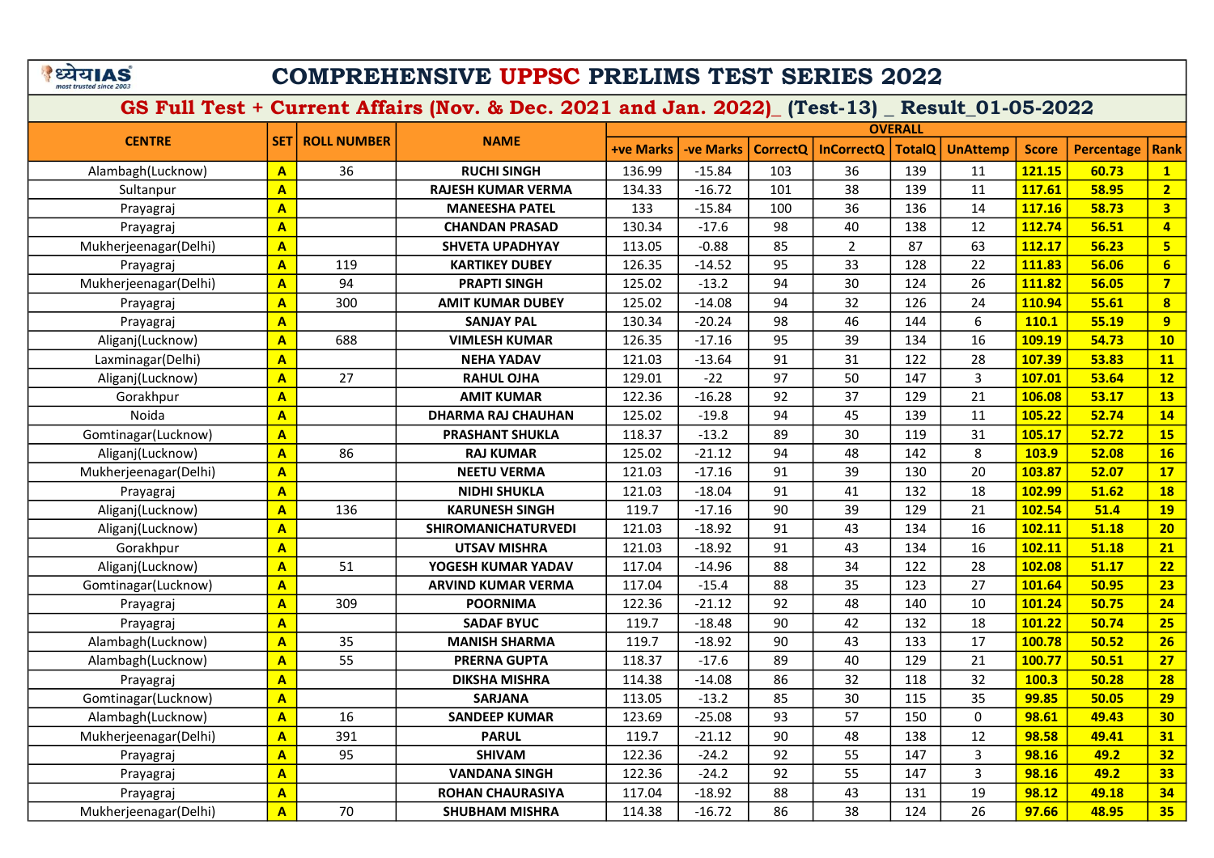# COMPREHENSIVE UPPSC PRELIMS TEST SERIES 2022

## GS Full Test + Current Affairs (Nov. & Dec. 2021 and Jan. 2022)_ (Test-13) _ Result_01-05-2022

| CENTRE | SET | ROLL NUMBER | NAME | OVERALL | | | | | | | | |
|---|---|---|---|---|---|---|---|---|---|---|---|---|
| | | | | +ve Marks | -ve Marks | CorrectQ | InCorrectQ | TotalQ | UnAttemp | Score | Percentage | Rank |
| Alambagh(Lucknow) | A | 36 | RUCHI SINGH | 136.99 | -15.84 | 103 | 36 | 139 | 11 | 121.15 | 60.73 | 1 |
| Sultanpur | A | | RAJESH KUMAR VERMA | 134.33 | -16.72 | 101 | 38 | 139 | 11 | 117.61 | 58.95 | 2 |
| Prayagraj | A | | MANEESHA PATEL | 133 | -15.84 | 100 | 36 | 136 | 14 | 117.16 | 58.73 | 3 |
| Prayagraj | A | | CHANDAN PRASAD | 130.34 | -17.6 | 98 | 40 | 138 | 12 | 112.74 | 56.51 | 4 |
| Mukherjeenagar(Delhi) | A | | SHVETA UPADHYAY | 113.05 | -0.88 | 85 | 2 | 87 | 63 | 112.17 | 56.23 | 5 |
| Prayagraj | A | 119 | KARTIKEY DUBEY | 126.35 | -14.52 | 95 | 33 | 128 | 22 | 111.83 | 56.06 | 6 |
| Mukherjeenagar(Delhi) | A | 94 | PRAPTI SINGH | 125.02 | -13.2 | 94 | 30 | 124 | 26 | 111.82 | 56.05 | 7 |
| Prayagraj | A | 300 | AMIT KUMAR DUBEY | 125.02 | -14.08 | 94 | 32 | 126 | 24 | 110.94 | 55.61 | 8 |
| Prayagraj | A | | SANJAY PAL | 130.34 | -20.24 | 98 | 46 | 144 | 6 | 110.1 | 55.19 | 9 |
| Aliganj(Lucknow) | A | 688 | VIMLESH KUMAR | 126.35 | -17.16 | 95 | 39 | 134 | 16 | 109.19 | 54.73 | 10 |
| Laxminagar(Delhi) | A | | NEHA YADAV | 121.03 | -13.64 | 91 | 31 | 122 | 28 | 107.39 | 53.83 | 11 |
| Aliganj(Lucknow) | A | 27 | RAHUL OJHA | 129.01 | -22 | 97 | 50 | 147 | 3 | 107.01 | 53.64 | 12 |
| Gorakhpur | A | | AMIT KUMAR | 122.36 | -16.28 | 92 | 37 | 129 | 21 | 106.08 | 53.17 | 13 |
| Noida | A | | DHARMA RAJ CHAUHAN | 125.02 | -19.8 | 94 | 45 | 139 | 11 | 105.22 | 52.74 | 14 |
| Gomtinagar(Lucknow) | A | | PRASHANT SHUKLA | 118.37 | -13.2 | 89 | 30 | 119 | 31 | 105.17 | 52.72 | 15 |
| Aliganj(Lucknow) | A | 86 | RAJ KUMAR | 125.02 | -21.12 | 94 | 48 | 142 | 8 | 103.9 | 52.08 | 16 |
| Mukherjeenagar(Delhi) | A | | NEETU VERMA | 121.03 | -17.16 | 91 | 39 | 130 | 20 | 103.87 | 52.07 | 17 |
| Prayagraj | A | | NIDHI SHUKLA | 121.03 | -18.04 | 91 | 41 | 132 | 18 | 102.99 | 51.62 | 18 |
| Aliganj(Lucknow) | A | 136 | KARUNESH SINGH | 119.7 | -17.16 | 90 | 39 | 129 | 21 | 102.54 | 51.4 | 19 |
| Aliganj(Lucknow) | A | | SHIROMANICHATURVEDI | 121.03 | -18.92 | 91 | 43 | 134 | 16 | 102.11 | 51.18 | 20 |
| Gorakhpur | A | | UTSAV MISHRA | 121.03 | -18.92 | 91 | 43 | 134 | 16 | 102.11 | 51.18 | 21 |
| Aliganj(Lucknow) | A | 51 | YOGESH KUMAR YADAV | 117.04 | -14.96 | 88 | 34 | 122 | 28 | 102.08 | 51.17 | 22 |
| Gomtinagar(Lucknow) | A | | ARVIND KUMAR VERMA | 117.04 | -15.4 | 88 | 35 | 123 | 27 | 101.64 | 50.95 | 23 |
| Prayagraj | A | 309 | POORNIMA | 122.36 | -21.12 | 92 | 48 | 140 | 10 | 101.24 | 50.75 | 24 |
| Prayagraj | A | | SADAF BYUC | 119.7 | -18.48 | 90 | 42 | 132 | 18 | 101.22 | 50.74 | 25 |
| Alambagh(Lucknow) | A | 35 | MANISH SHARMA | 119.7 | -18.92 | 90 | 43 | 133 | 17 | 100.78 | 50.52 | 26 |
| Alambagh(Lucknow) | A | 55 | PRERNA GUPTA | 118.37 | -17.6 | 89 | 40 | 129 | 21 | 100.77 | 50.51 | 27 |
| Prayagraj | A | | DIKSHA MISHRA | 114.38 | -14.08 | 86 | 32 | 118 | 32 | 100.3 | 50.28 | 28 |
| Gomtinagar(Lucknow) | A | | SARJANA | 113.05 | -13.2 | 85 | 30 | 115 | 35 | 99.85 | 50.05 | 29 |
| Alambagh(Lucknow) | A | 16 | SANDEEP KUMAR | 123.69 | -25.08 | 93 | 57 | 150 | 0 | 98.61 | 49.43 | 30 |
| Mukherjeenagar(Delhi) | A | 391 | PARUL | 119.7 | -21.12 | 90 | 48 | 138 | 12 | 98.58 | 49.41 | 31 |
| Prayagraj | A | 95 | SHIVAM | 122.36 | -24.2 | 92 | 55 | 147 | 3 | 98.16 | 49.2 | 32 |
| Prayagraj | A | | VANDANA SINGH | 122.36 | -24.2 | 92 | 55 | 147 | 3 | 98.16 | 49.2 | 33 |
| Prayagraj | A | | ROHAN CHAURASIYA | 117.04 | -18.92 | 88 | 43 | 131 | 19 | 98.12 | 49.18 | 34 |
| Mukherjeenagar(Delhi) | A | 70 | SHUBHAM MISHRA | 114.38 | -16.72 | 86 | 38 | 124 | 26 | 97.66 | 48.95 | 35 |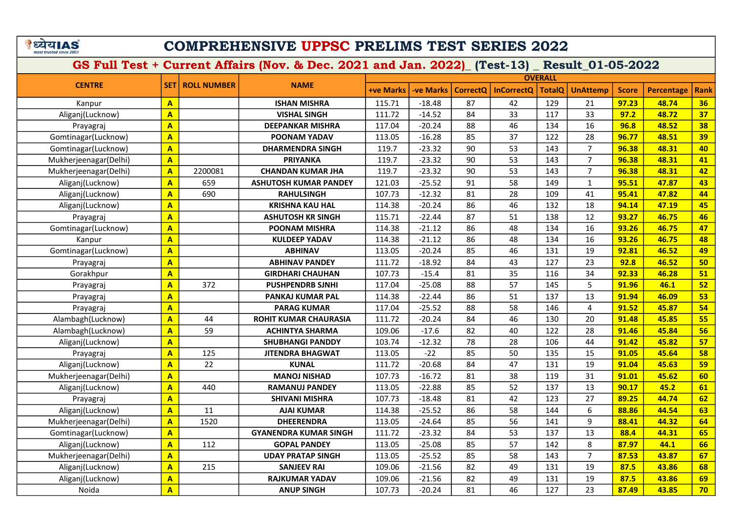# COMPREHENSIVE UPPSC PRELIMS TEST SERIES 2022

## GS Full Test + Current Affairs (Nov. & Dec. 2021 and Jan. 2022)_ (Test-13) _ Result_01-05-2022

| CENTRE | SET | ROLL NUMBER | NAME | OVERALL | | | | | | | | |
|---|---|---|---|---|---|---|---|---|---|---|---|---|
| | | | | +ve Marks | -ve Marks | CorrectQ | InCorrectQ | TotalQ | UnAttemp | Score | Percentage | Rank |
| Kanpur | A | | ISHAN MISHRA | 115.71 | -18.48 | 87 | 42 | 129 | 21 | 97.23 | 48.74 | 36 |
| Aliganj(Lucknow) | A | | VISHAL SINGH | 111.72 | -14.52 | 84 | 33 | 117 | 33 | 97.2 | 48.72 | 37 |
| Prayagraj | A | | DEEPANKAR MISHRA | 117.04 | -20.24 | 88 | 46 | 134 | 16 | 96.8 | 48.52 | 38 |
| Gomtinagar(Lucknow) | A | | POONAM YADAV | 113.05 | -16.28 | 85 | 37 | 122 | 28 | 96.77 | 48.51 | 39 |
| Gomtinagar(Lucknow) | A | | DHARMENDRA SINGH | 119.7 | -23.32 | 90 | 53 | 143 | 7 | 96.38 | 48.31 | 40 |
| Mukherjeenagar(Delhi) | A | | PRIYANKA | 119.7 | -23.32 | 90 | 53 | 143 | 7 | 96.38 | 48.31 | 41 |
| Mukherjeenagar(Delhi) | A | 2200081 | CHANDAN KUMAR JHA | 119.7 | -23.32 | 90 | 53 | 143 | 7 | 96.38 | 48.31 | 42 |
| Aliganj(Lucknow) | A | 659 | ASHUTOSH KUMAR PANDEY | 121.03 | -25.52 | 91 | 58 | 149 | 1 | 95.51 | 47.87 | 43 |
| Aliganj(Lucknow) | A | 690 | RAHULSINGH | 107.73 | -12.32 | 81 | 28 | 109 | 41 | 95.41 | 47.82 | 44 |
| Aliganj(Lucknow) | A | | KRISHNA KAU HAL | 114.38 | -20.24 | 86 | 46 | 132 | 18 | 94.14 | 47.19 | 45 |
| Prayagraj | A | | ASHUTOSH KR SINGH | 115.71 | -22.44 | 87 | 51 | 138 | 12 | 93.27 | 46.75 | 46 |
| Gomtinagar(Lucknow) | A | | POONAM MISHRA | 114.38 | -21.12 | 86 | 48 | 134 | 16 | 93.26 | 46.75 | 47 |
| Kanpur | A | | KULDEEP YADAV | 114.38 | -21.12 | 86 | 48 | 134 | 16 | 93.26 | 46.75 | 48 |
| Gomtinagar(Lucknow) | A | | ABHINAV | 113.05 | -20.24 | 85 | 46 | 131 | 19 | 92.81 | 46.52 | 49 |
| Prayagraj | A | | ABHINAV PANDEY | 111.72 | -18.92 | 84 | 43 | 127 | 23 | 92.8 | 46.52 | 50 |
| Gorakhpur | A | | GIRDHARI CHAUHAN | 107.73 | -15.4 | 81 | 35 | 116 | 34 | 92.33 | 46.28 | 51 |
| Prayagraj | A | 372 | PUSHPENDRB SJNHI | 117.04 | -25.08 | 88 | 57 | 145 | 5 | 91.96 | 46.1 | 52 |
| Prayagraj | A | | PANKAJ KUMAR PAL | 114.38 | -22.44 | 86 | 51 | 137 | 13 | 91.94 | 46.09 | 53 |
| Prayagraj | A | | PARAG KUMAR | 117.04 | -25.52 | 88 | 58 | 146 | 4 | 91.52 | 45.87 | 54 |
| Alambagh(Lucknow) | A | 44 | ROHIT KUMAR CHAURASIA | 111.72 | -20.24 | 84 | 46 | 130 | 20 | 91.48 | 45.85 | 55 |
| Alambagh(Lucknow) | A | 59 | ACHINTYA SHARMA | 109.06 | -17.6 | 82 | 40 | 122 | 28 | 91.46 | 45.84 | 56 |
| Aliganj(Lucknow) | A | | SHUBHANGI PANDDY | 103.74 | -12.32 | 78 | 28 | 106 | 44 | 91.42 | 45.82 | 57 |
| Prayagraj | A | 125 | JITENDRA BHAGWAT | 113.05 | -22 | 85 | 50 | 135 | 15 | 91.05 | 45.64 | 58 |
| Aliganj(Lucknow) | A | 22 | KUNAL | 111.72 | -20.68 | 84 | 47 | 131 | 19 | 91.04 | 45.63 | 59 |
| Mukherjeenagar(Delhi) | A | | MANOJ NISHAD | 107.73 | -16.72 | 81 | 38 | 119 | 31 | 91.01 | 45.62 | 60 |
| Aliganj(Lucknow) | A | 440 | RAMANUJ PANDEY | 113.05 | -22.88 | 85 | 52 | 137 | 13 | 90.17 | 45.2 | 61 |
| Prayagraj | A | | SHIVANI MISHRA | 107.73 | -18.48 | 81 | 42 | 123 | 27 | 89.25 | 44.74 | 62 |
| Aliganj(Lucknow) | A | 11 | AJAI KUMAR | 114.38 | -25.52 | 86 | 58 | 144 | 6 | 88.86 | 44.54 | 63 |
| Mukherjeenagar(Delhi) | A | 1520 | DHEERENDRA | 113.05 | -24.64 | 85 | 56 | 141 | 9 | 88.41 | 44.32 | 64 |
| Gomtinagar(Lucknow) | A | | GYANENDRA KUMAR SINGH | 111.72 | -23.32 | 84 | 53 | 137 | 13 | 88.4 | 44.31 | 65 |
| Aliganj(Lucknow) | A | 112 | GOPAL PANDEY | 113.05 | -25.08 | 85 | 57 | 142 | 8 | 87.97 | 44.1 | 66 |
| Mukherjeenagar(Delhi) | A | | UDAY PRATAP SINGH | 113.05 | -25.52 | 85 | 58 | 143 | 7 | 87.53 | 43.87 | 67 |
| Aliganj(Lucknow) | A | 215 | SANJEEV RAI | 109.06 | -21.56 | 82 | 49 | 131 | 19 | 87.5 | 43.86 | 68 |
| Aliganj(Lucknow) | A | | RAJKUMAR YADAV | 109.06 | -21.56 | 82 | 49 | 131 | 19 | 87.5 | 43.86 | 69 |
| Noida | A | | ANUP SINGH | 107.73 | -20.24 | 81 | 46 | 127 | 23 | 87.49 | 43.85 | 70 |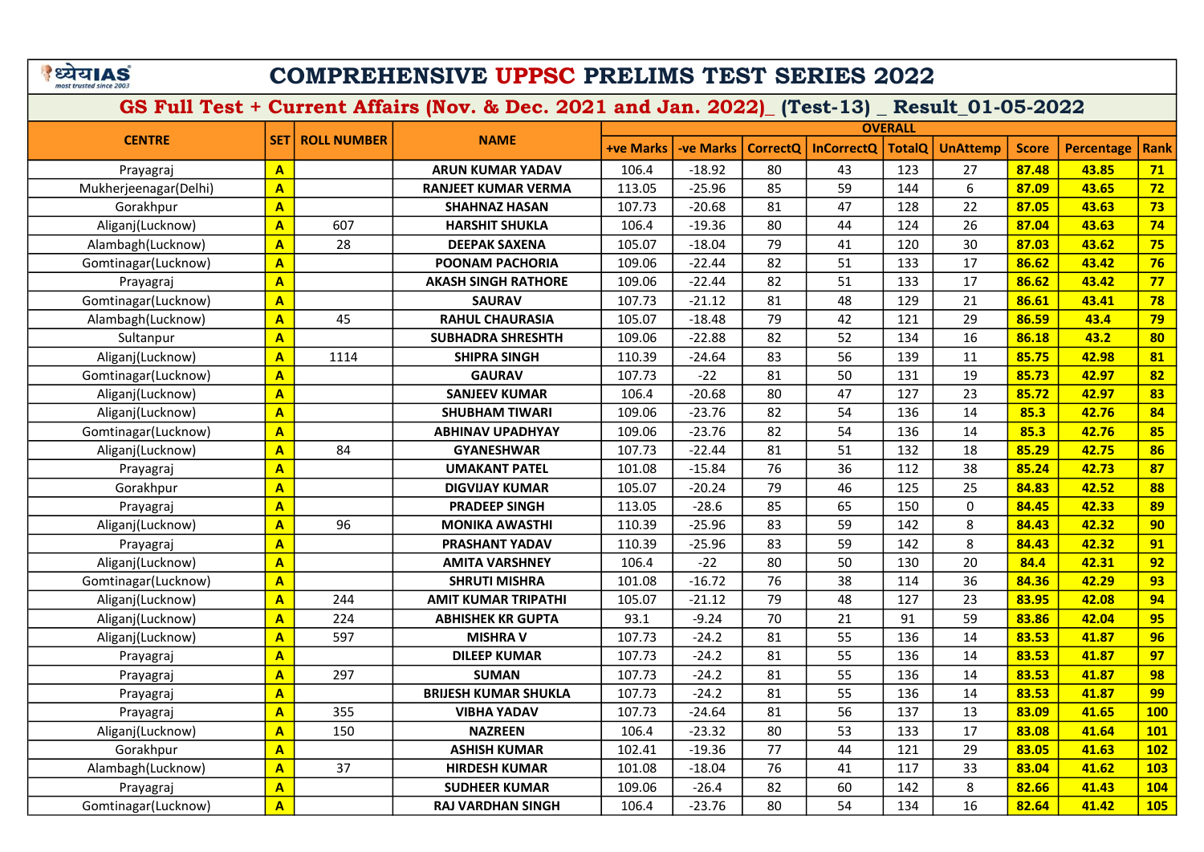# COMPREHENSIVE UPPSC PRELIMS TEST SERIES 2022

## GS Full Test + Current Affairs (Nov. & Dec. 2021 and Jan. 2022)_ (Test-13) _ Result_01-05-2022

| CENTRE | SET | ROLL NUMBER | NAME | OVERALL | | | | | | | | |
|---|---|---|---|---|---|---|---|---|---|---|---|---|
| | | | | +ve Marks | -ve Marks | CorrectQ | InCorrectQ | TotalQ | UnAttemp | Score | Percentage | Rank |
| Prayagraj | A | | ARUN KUMAR YADAV | 106.4 | -18.92 | 80 | 43 | 123 | 27 | 87.48 | 43.85 | 71 |
| Mukherjeenagar(Delhi) | A | | RANJEET KUMAR VERMA | 113.05 | -25.96 | 85 | 59 | 144 | 6 | 87.09 | 43.65 | 72 |
| Gorakhpur | A | | SHAHNAZ HASAN | 107.73 | -20.68 | 81 | 47 | 128 | 22 | 87.05 | 43.63 | 73 |
| Aliganj(Lucknow) | A | 607 | HARSHIT SHUKLA | 106.4 | -19.36 | 80 | 44 | 124 | 26 | 87.04 | 43.63 | 74 |
| Alambagh(Lucknow) | A | 28 | DEEPAK SAXENA | 105.07 | -18.04 | 79 | 41 | 120 | 30 | 87.03 | 43.62 | 75 |
| Gomtinagar(Lucknow) | A | | POONAM PACHORIA | 109.06 | -22.44 | 82 | 51 | 133 | 17 | 86.62 | 43.42 | 76 |
| Prayagraj | A | | AKASH SINGH RATHORE | 109.06 | -22.44 | 82 | 51 | 133 | 17 | 86.62 | 43.42 | 77 |
| Gomtinagar(Lucknow) | A | | SAURAV | 107.73 | -21.12 | 81 | 48 | 129 | 21 | 86.61 | 43.41 | 78 |
| Alambagh(Lucknow) | A | 45 | RAHUL CHAURASIA | 105.07 | -18.48 | 79 | 42 | 121 | 29 | 86.59 | 43.4 | 79 |
| Sultanpur | A | | SUBHADRA SHRESHTH | 109.06 | -22.88 | 82 | 52 | 134 | 16 | 86.18 | 43.2 | 80 |
| Aliganj(Lucknow) | A | 1114 | SHIPRA SINGH | 110.39 | -24.64 | 83 | 56 | 139 | 11 | 85.75 | 42.98 | 81 |
| Gomtinagar(Lucknow) | A | | GAURAV | 107.73 | -22 | 81 | 50 | 131 | 19 | 85.73 | 42.97 | 82 |
| Aliganj(Lucknow) | A | | SANJEEV KUMAR | 106.4 | -20.68 | 80 | 47 | 127 | 23 | 85.72 | 42.97 | 83 |
| Aliganj(Lucknow) | A | | SHUBHAM TIWARI | 109.06 | -23.76 | 82 | 54 | 136 | 14 | 85.3 | 42.76 | 84 |
| Gomtinagar(Lucknow) | A | | ABHINAV UPADHYAY | 109.06 | -23.76 | 82 | 54 | 136 | 14 | 85.3 | 42.76 | 85 |
| Aliganj(Lucknow) | A | 84 | GYANESHWAR | 107.73 | -22.44 | 81 | 51 | 132 | 18 | 85.29 | 42.75 | 86 |
| Prayagraj | A | | UMAKANT PATEL | 101.08 | -15.84 | 76 | 36 | 112 | 38 | 85.24 | 42.73 | 87 |
| Gorakhpur | A | | DIGVIJAY KUMAR | 105.07 | -20.24 | 79 | 46 | 125 | 25 | 84.83 | 42.52 | 88 |
| Prayagraj | A | | PRADEEP SINGH | 113.05 | -28.6 | 85 | 65 | 150 | 0 | 84.45 | 42.33 | 89 |
| Aliganj(Lucknow) | A | 96 | MONIKA AWASTHI | 110.39 | -25.96 | 83 | 59 | 142 | 8 | 84.43 | 42.32 | 90 |
| Prayagraj | A | | PRASHANT YADAV | 110.39 | -25.96 | 83 | 59 | 142 | 8 | 84.43 | 42.32 | 91 |
| Aliganj(Lucknow) | A | | AMITA VARSHNEY | 106.4 | -22 | 80 | 50 | 130 | 20 | 84.4 | 42.31 | 92 |
| Gomtinagar(Lucknow) | A | | SHRUTI MISHRA | 101.08 | -16.72 | 76 | 38 | 114 | 36 | 84.36 | 42.29 | 93 |
| Aliganj(Lucknow) | A | 244 | AMIT KUMAR TRIPATHI | 105.07 | -21.12 | 79 | 48 | 127 | 23 | 83.95 | 42.08 | 94 |
| Aliganj(Lucknow) | A | 224 | ABHISHEK KR GUPTA | 93.1 | -9.24 | 70 | 21 | 91 | 59 | 83.86 | 42.04 | 95 |
| Aliganj(Lucknow) | A | 597 | MISHRA V | 107.73 | -24.2 | 81 | 55 | 136 | 14 | 83.53 | 41.87 | 96 |
| Prayagraj | A | | DILEEP KUMAR | 107.73 | -24.2 | 81 | 55 | 136 | 14 | 83.53 | 41.87 | 97 |
| Prayagraj | A | 297 | SUMAN | 107.73 | -24.2 | 81 | 55 | 136 | 14 | 83.53 | 41.87 | 98 |
| Prayagraj | A | | BRIJESH KUMAR SHUKLA | 107.73 | -24.2 | 81 | 55 | 136 | 14 | 83.53 | 41.87 | 99 |
| Prayagraj | A | 355 | VIBHA YADAV | 107.73 | -24.64 | 81 | 56 | 137 | 13 | 83.09 | 41.65 | 100 |
| Aliganj(Lucknow) | A | 150 | NAZREEN | 106.4 | -23.32 | 80 | 53 | 133 | 17 | 83.08 | 41.64 | 101 |
| Gorakhpur | A | | ASHISH KUMAR | 102.41 | -19.36 | 77 | 44 | 121 | 29 | 83.05 | 41.63 | 102 |
| Alambagh(Lucknow) | A | 37 | HIRDESH KUMAR | 101.08 | -18.04 | 76 | 41 | 117 | 33 | 83.04 | 41.62 | 103 |
| Prayagraj | A | | SUDHEER KUMAR | 109.06 | -26.4 | 82 | 60 | 142 | 8 | 82.66 | 41.43 | 104 |
| Gomtinagar(Lucknow) | A | | RAJ VARDHAN SINGH | 106.4 | -23.76 | 80 | 54 | 134 | 16 | 82.64 | 41.42 | 105 |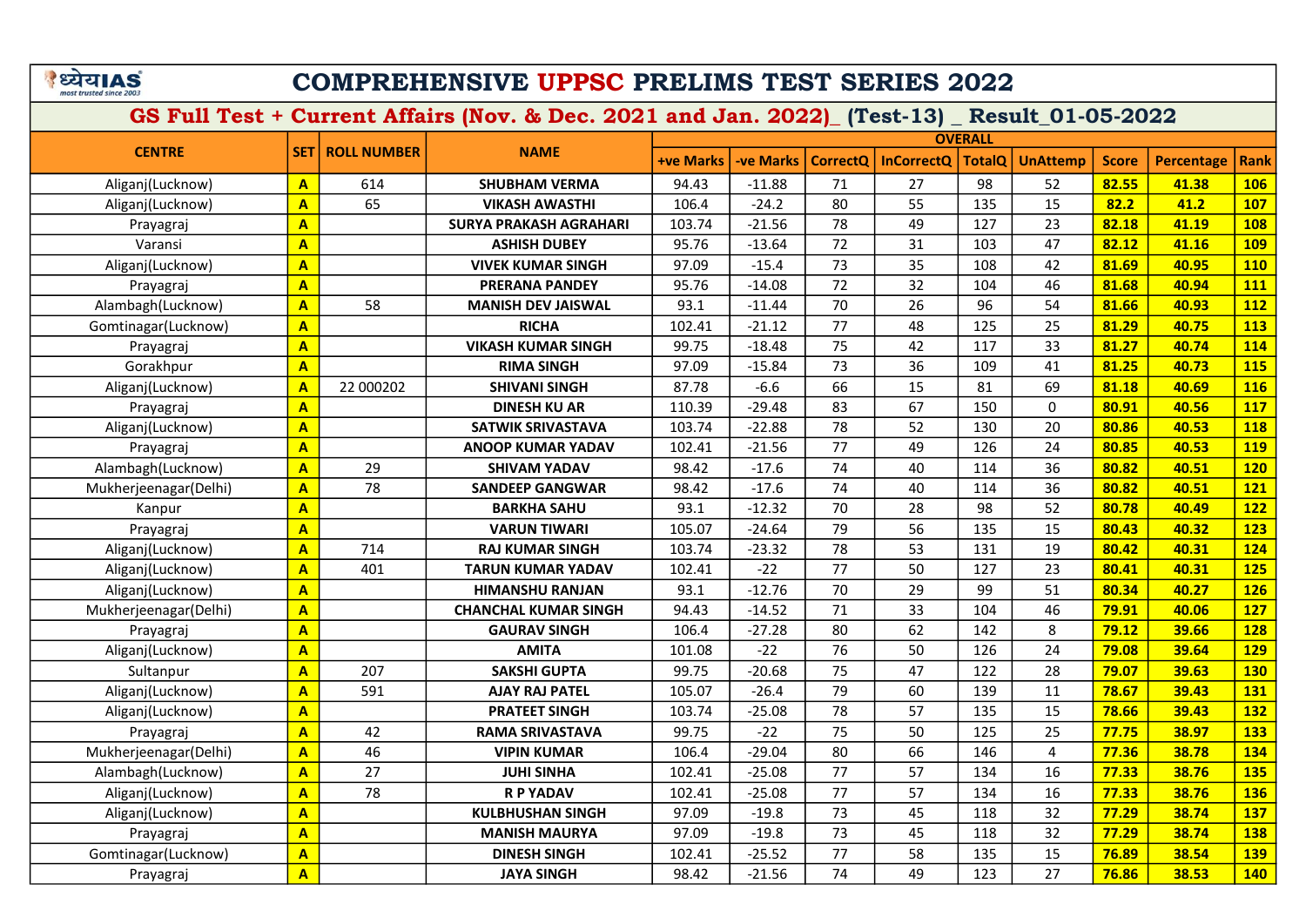# COMPREHENSIVE UPPSC PRELIMS TEST SERIES 2022

## GS Full Test + Current Affairs (Nov. & Dec. 2021 and Jan. 2022)_ (Test-13) _ Result_01-05-2022

| CENTRE | SET | ROLL NUMBER | NAME | OVERALL | | | | | | | | |
|---|---|---|---|---|---|---|---|---|---|---|---|---|
| | | | | +ve Marks | -ve Marks | CorrectQ | InCorrectQ | TotalQ | UnAttemp | Score | Percentage | Rank |
| Aliganj(Lucknow) | A | 614 | SHUBHAM VERMA | 94.43 | -11.88 | 71 | 27 | 98 | 52 | 82.55 | 41.38 | 106 |
| Aliganj(Lucknow) | A | 65 | VIKASH AWASTHI | 106.4 | -24.2 | 80 | 55 | 135 | 15 | 82.2 | 41.2 | 107 |
| Prayagraj | A | | SURYA PRAKASH AGRAHARI | 103.74 | -21.56 | 78 | 49 | 127 | 23 | 82.18 | 41.19 | 108 |
| Varansi | A | | ASHISH DUBEY | 95.76 | -13.64 | 72 | 31 | 103 | 47 | 82.12 | 41.16 | 109 |
| Aliganj(Lucknow) | A | | VIVEK KUMAR SINGH | 97.09 | -15.4 | 73 | 35 | 108 | 42 | 81.69 | 40.95 | 110 |
| Prayagraj | A | | PRERANA PANDEY | 95.76 | -14.08 | 72 | 32 | 104 | 46 | 81.68 | 40.94 | 111 |
| Alambagh(Lucknow) | A | 58 | MANISH DEV JAISWAL | 93.1 | -11.44 | 70 | 26 | 96 | 54 | 81.66 | 40.93 | 112 |
| Gomtinagar(Lucknow) | A | | RICHA | 102.41 | -21.12 | 77 | 48 | 125 | 25 | 81.29 | 40.75 | 113 |
| Prayagraj | A | | VIKASH KUMAR SINGH | 99.75 | -18.48 | 75 | 42 | 117 | 33 | 81.27 | 40.74 | 114 |
| Gorakhpur | A | | RIMA SINGH | 97.09 | -15.84 | 73 | 36 | 109 | 41 | 81.25 | 40.73 | 115 |
| Aliganj(Lucknow) | A | 22 000202 | SHIVANI SINGH | 87.78 | -6.6 | 66 | 15 | 81 | 69 | 81.18 | 40.69 | 116 |
| Prayagraj | A | | DINESH KU AR | 110.39 | -29.48 | 83 | 67 | 150 | 0 | 80.91 | 40.56 | 117 |
| Aliganj(Lucknow) | A | | SATWIK SRIVASTAVA | 103.74 | -22.88 | 78 | 52 | 130 | 20 | 80.86 | 40.53 | 118 |
| Prayagraj | A | | ANOOP KUMAR YADAV | 102.41 | -21.56 | 77 | 49 | 126 | 24 | 80.85 | 40.53 | 119 |
| Alambagh(Lucknow) | A | 29 | SHIVAM YADAV | 98.42 | -17.6 | 74 | 40 | 114 | 36 | 80.82 | 40.51 | 120 |
| Mukherjeenagar(Delhi) | A | 78 | SANDEEP GANGWAR | 98.42 | -17.6 | 74 | 40 | 114 | 36 | 80.82 | 40.51 | 121 |
| Kanpur | A | | BARKHA SAHU | 93.1 | -12.32 | 70 | 28 | 98 | 52 | 80.78 | 40.49 | 122 |
| Prayagraj | A | | VARUN TIWARI | 105.07 | -24.64 | 79 | 56 | 135 | 15 | 80.43 | 40.32 | 123 |
| Aliganj(Lucknow) | A | 714 | RAJ KUMAR SINGH | 103.74 | -23.32 | 78 | 53 | 131 | 19 | 80.42 | 40.31 | 124 |
| Aliganj(Lucknow) | A | 401 | TARUN KUMAR YADAV | 102.41 | -22 | 77 | 50 | 127 | 23 | 80.41 | 40.31 | 125 |
| Aliganj(Lucknow) | A | | HIMANSHU RANJAN | 93.1 | -12.76 | 70 | 29 | 99 | 51 | 80.34 | 40.27 | 126 |
| Mukherjeenagar(Delhi) | A | | CHANCHAL KUMAR SINGH | 94.43 | -14.52 | 71 | 33 | 104 | 46 | 79.91 | 40.06 | 127 |
| Prayagraj | A | | GAURAV SINGH | 106.4 | -27.28 | 80 | 62 | 142 | 8 | 79.12 | 39.66 | 128 |
| Aliganj(Lucknow) | A | | AMITA | 101.08 | -22 | 76 | 50 | 126 | 24 | 79.08 | 39.64 | 129 |
| Sultanpur | A | 207 | SAKSHI GUPTA | 99.75 | -20.68 | 75 | 47 | 122 | 28 | 79.07 | 39.63 | 130 |
| Aliganj(Lucknow) | A | 591 | AJAY RAJ PATEL | 105.07 | -26.4 | 79 | 60 | 139 | 11 | 78.67 | 39.43 | 131 |
| Aliganj(Lucknow) | A | | PRATEET SINGH | 103.74 | -25.08 | 78 | 57 | 135 | 15 | 78.66 | 39.43 | 132 |
| Prayagraj | A | 42 | RAMA SRIVASTAVA | 99.75 | -22 | 75 | 50 | 125 | 25 | 77.75 | 38.97 | 133 |
| Mukherjeenagar(Delhi) | A | 46 | VIPIN KUMAR | 106.4 | -29.04 | 80 | 66 | 146 | 4 | 77.36 | 38.78 | 134 |
| Alambagh(Lucknow) | A | 27 | JUHI SINHA | 102.41 | -25.08 | 77 | 57 | 134 | 16 | 77.33 | 38.76 | 135 |
| Aliganj(Lucknow) | A | 78 | R P YADAV | 102.41 | -25.08 | 77 | 57 | 134 | 16 | 77.33 | 38.76 | 136 |
| Aliganj(Lucknow) | A | | KULBHUSHAN SINGH | 97.09 | -19.8 | 73 | 45 | 118 | 32 | 77.29 | 38.74 | 137 |
| Prayagraj | A | | MANISH MAURYA | 97.09 | -19.8 | 73 | 45 | 118 | 32 | 77.29 | 38.74 | 138 |
| Gomtinagar(Lucknow) | A | | DINESH SINGH | 102.41 | -25.52 | 77 | 58 | 135 | 15 | 76.89 | 38.54 | 139 |
| Prayagraj | A | | JAYA SINGH | 98.42 | -21.56 | 74 | 49 | 123 | 27 | 76.86 | 38.53 | 140 |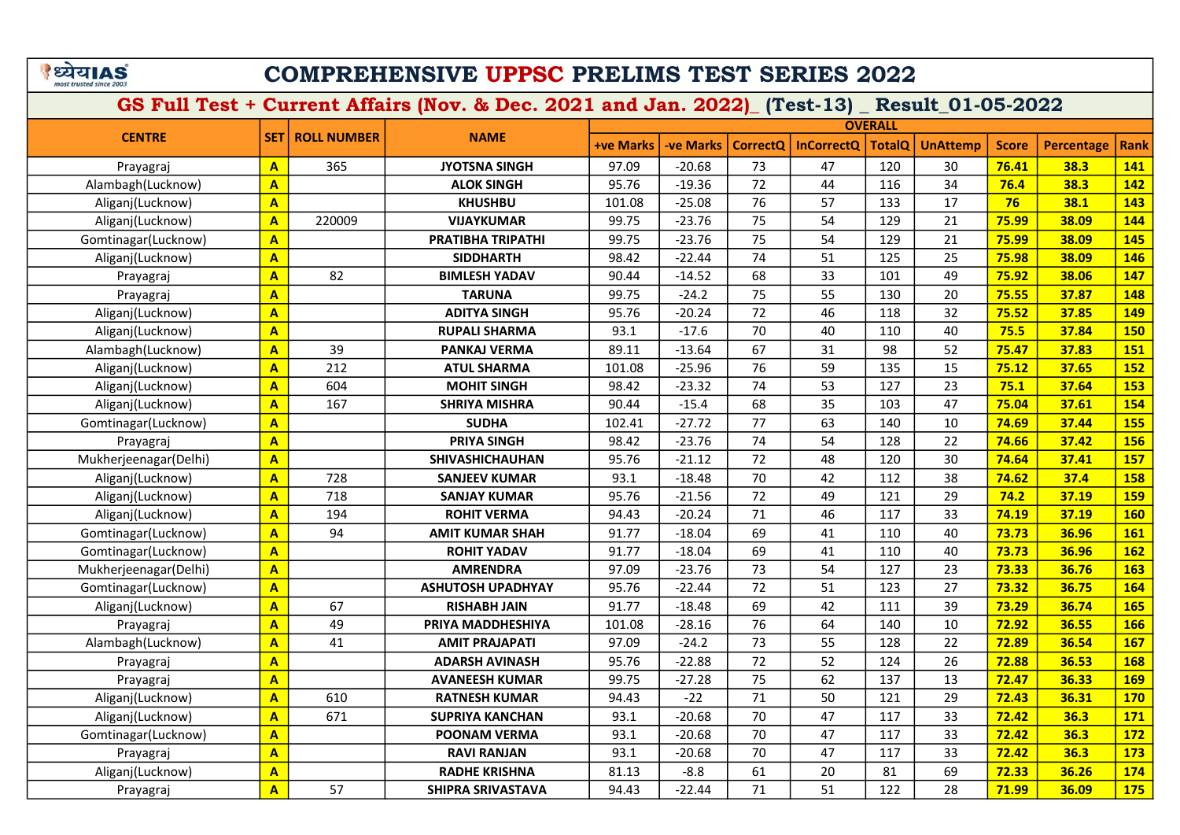# COMPREHENSIVE UPPSC PRELIMS TEST SERIES 2022

## GS Full Test + Current Affairs (Nov. & Dec. 2021 and Jan. 2022)_ (Test-13) _ Result_01-05-2022

| CENTRE | SET | ROLL NUMBER | NAME | OVERALL | | | | | | | | |
|---|---|---|---|---|---|---|---|---|---|---|---|---|
| | | | | +ve Marks | -ve Marks | CorrectQ | InCorrectQ | TotalQ | UnAttemp | Score | Percentage | Rank |
| Prayagraj | A | 365 | JYOTSNA SINGH | 97.09 | -20.68 | 73 | 47 | 120 | 30 | 76.41 | 38.3 | 141 |
| Alambagh(Lucknow) | A | | ALOK SINGH | 95.76 | -19.36 | 72 | 44 | 116 | 34 | 76.4 | 38.3 | 142 |
| Aliganj(Lucknow) | A | | KHUSHBU | 101.08 | -25.08 | 76 | 57 | 133 | 17 | 76 | 38.1 | 143 |
| Aliganj(Lucknow) | A | 220009 | VIJAYKUMAR | 99.75 | -23.76 | 75 | 54 | 129 | 21 | 75.99 | 38.09 | 144 |
| Gomtinagar(Lucknow) | A | | PRATIBHA TRIPATHI | 99.75 | -23.76 | 75 | 54 | 129 | 21 | 75.99 | 38.09 | 145 |
| Aliganj(Lucknow) | A | | SIDDHARTH | 98.42 | -22.44 | 74 | 51 | 125 | 25 | 75.98 | 38.09 | 146 |
| Prayagraj | A | 82 | BIMLESH YADAV | 90.44 | -14.52 | 68 | 33 | 101 | 49 | 75.92 | 38.06 | 147 |
| Prayagraj | A | | TARUNA | 99.75 | -24.2 | 75 | 55 | 130 | 20 | 75.55 | 37.87 | 148 |
| Aliganj(Lucknow) | A | | ADITYA SINGH | 95.76 | -20.24 | 72 | 46 | 118 | 32 | 75.52 | 37.85 | 149 |
| Aliganj(Lucknow) | A | | RUPALI SHARMA | 93.1 | -17.6 | 70 | 40 | 110 | 40 | 75.5 | 37.84 | 150 |
| Alambagh(Lucknow) | A | 39 | PANKAJ VERMA | 89.11 | -13.64 | 67 | 31 | 98 | 52 | 75.47 | 37.83 | 151 |
| Aliganj(Lucknow) | A | 212 | ATUL SHARMA | 101.08 | -25.96 | 76 | 59 | 135 | 15 | 75.12 | 37.65 | 152 |
| Aliganj(Lucknow) | A | 604 | MOHIT SINGH | 98.42 | -23.32 | 74 | 53 | 127 | 23 | 75.1 | 37.64 | 153 |
| Aliganj(Lucknow) | A | 167 | SHRIYA MISHRA | 90.44 | -15.4 | 68 | 35 | 103 | 47 | 75.04 | 37.61 | 154 |
| Gomtinagar(Lucknow) | A | | SUDHA | 102.41 | -27.72 | 77 | 63 | 140 | 10 | 74.69 | 37.44 | 155 |
| Prayagraj | A | | PRIYA SINGH | 98.42 | -23.76 | 74 | 54 | 128 | 22 | 74.66 | 37.42 | 156 |
| Mukherjeenagar(Delhi) | A | | SHIVASHICHAUHAN | 95.76 | -21.12 | 72 | 48 | 120 | 30 | 74.64 | 37.41 | 157 |
| Aliganj(Lucknow) | A | 728 | SANJEEV KUMAR | 93.1 | -18.48 | 70 | 42 | 112 | 38 | 74.62 | 37.4 | 158 |
| Aliganj(Lucknow) | A | 718 | SANJAY KUMAR | 95.76 | -21.56 | 72 | 49 | 121 | 29 | 74.2 | 37.19 | 159 |
| Aliganj(Lucknow) | A | 194 | ROHIT VERMA | 94.43 | -20.24 | 71 | 46 | 117 | 33 | 74.19 | 37.19 | 160 |
| Gomtinagar(Lucknow) | A | 94 | AMIT KUMAR SHAH | 91.77 | -18.04 | 69 | 41 | 110 | 40 | 73.73 | 36.96 | 161 |
| Gomtinagar(Lucknow) | A | | ROHIT YADAV | 91.77 | -18.04 | 69 | 41 | 110 | 40 | 73.73 | 36.96 | 162 |
| Mukherjeenagar(Delhi) | A | | AMRENDRA | 97.09 | -23.76 | 73 | 54 | 127 | 23 | 73.33 | 36.76 | 163 |
| Gomtinagar(Lucknow) | A | | ASHUTOSH UPADHYAY | 95.76 | -22.44 | 72 | 51 | 123 | 27 | 73.32 | 36.75 | 164 |
| Aliganj(Lucknow) | A | 67 | RISHABH JAIN | 91.77 | -18.48 | 69 | 42 | 111 | 39 | 73.29 | 36.74 | 165 |
| Prayagraj | A | 49 | PRIYA MADDHESHIYA | 101.08 | -28.16 | 76 | 64 | 140 | 10 | 72.92 | 36.55 | 166 |
| Alambagh(Lucknow) | A | 41 | AMIT PRAJAPATI | 97.09 | -24.2 | 73 | 55 | 128 | 22 | 72.89 | 36.54 | 167 |
| Prayagraj | A | | ADARSH AVINASH | 95.76 | -22.88 | 72 | 52 | 124 | 26 | 72.88 | 36.53 | 168 |
| Prayagraj | A | | AVANEESH KUMAR | 99.75 | -27.28 | 75 | 62 | 137 | 13 | 72.47 | 36.33 | 169 |
| Aliganj(Lucknow) | A | 610 | RATNESH KUMAR | 94.43 | -22 | 71 | 50 | 121 | 29 | 72.43 | 36.31 | 170 |
| Aliganj(Lucknow) | A | 671 | SUPRIYA KANCHAN | 93.1 | -20.68 | 70 | 47 | 117 | 33 | 72.42 | 36.3 | 171 |
| Gomtinagar(Lucknow) | A | | POONAM VERMA | 93.1 | -20.68 | 70 | 47 | 117 | 33 | 72.42 | 36.3 | 172 |
| Prayagraj | A | | RAVI RANJAN | 93.1 | -20.68 | 70 | 47 | 117 | 33 | 72.42 | 36.3 | 173 |
| Aliganj(Lucknow) | A | | RADHE KRISHNA | 81.13 | -8.8 | 61 | 20 | 81 | 69 | 72.33 | 36.26 | 174 |
| Prayagraj | A | 57 | SHIPRA SRIVASTAVA | 94.43 | -22.44 | 71 | 51 | 122 | 28 | 71.99 | 36.09 | 175 |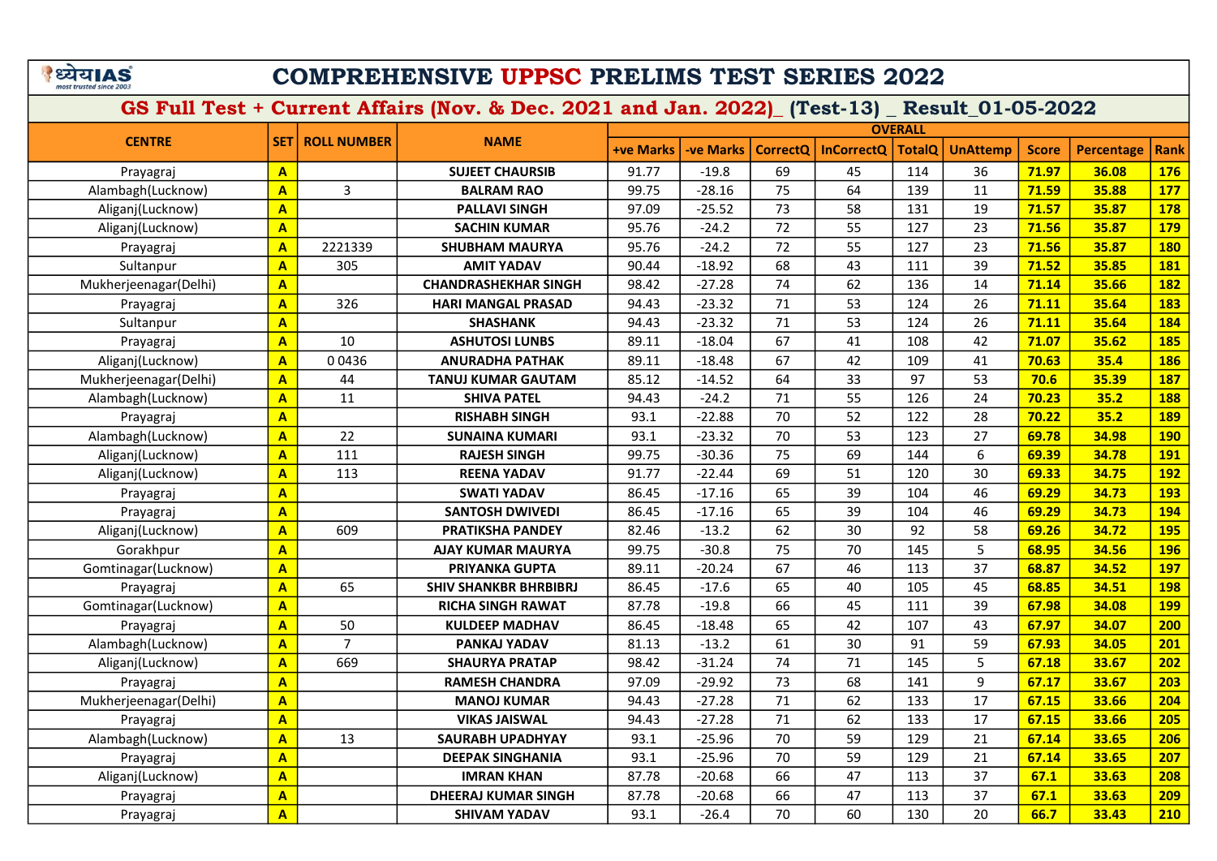# COMPREHENSIVE UPPSC PRELIMS TEST SERIES 2022

## GS Full Test + Current Affairs (Nov. & Dec. 2021 and Jan. 2022)_ (Test-13) _ Result_01-05-2022

| CENTRE | SET | ROLL NUMBER | NAME | OVERALL | | | | | | | | |
|---|---|---|---|---|---|---|---|---|---|---|---|---|
| | | | | +ve Marks | -ve Marks | CorrectQ | InCorrectQ | TotalQ | UnAttemp | Score | Percentage | Rank |
| Prayagraj | A | | SUJEET CHAURSIB | 91.77 | -19.8 | 69 | 45 | 114 | 36 | 71.97 | 36.08 | 176 |
| Alambagh(Lucknow) | A | 3 | BALRAM RAO | 99.75 | -28.16 | 75 | 64 | 139 | 11 | 71.59 | 35.88 | 177 |
| Aliganj(Lucknow) | A | | PALLAVI SINGH | 97.09 | -25.52 | 73 | 58 | 131 | 19 | 71.57 | 35.87 | 178 |
| Aliganj(Lucknow) | A | | SACHIN KUMAR | 95.76 | -24.2 | 72 | 55 | 127 | 23 | 71.56 | 35.87 | 179 |
| Prayagraj | A | 2221339 | SHUBHAM MAURYA | 95.76 | -24.2 | 72 | 55 | 127 | 23 | 71.56 | 35.87 | 180 |
| Sultanpur | A | 305 | AMIT YADAV | 90.44 | -18.92 | 68 | 43 | 111 | 39 | 71.52 | 35.85 | 181 |
| Mukherjeenagar(Delhi) | A | | CHANDRASHEKHAR SINGH | 98.42 | -27.28 | 74 | 62 | 136 | 14 | 71.14 | 35.66 | 182 |
| Prayagraj | A | 326 | HARI MANGAL PRASAD | 94.43 | -23.32 | 71 | 53 | 124 | 26 | 71.11 | 35.64 | 183 |
| Sultanpur | A | | SHASHANK | 94.43 | -23.32 | 71 | 53 | 124 | 26 | 71.11 | 35.64 | 184 |
| Prayagraj | A | 10 | ASHUTOSI LUNBS | 89.11 | -18.04 | 67 | 41 | 108 | 42 | 71.07 | 35.62 | 185 |
| Aliganj(Lucknow) | A | 0 0436 | ANURADHA PATHAK | 89.11 | -18.48 | 67 | 42 | 109 | 41 | 70.63 | 35.4 | 186 |
| Mukherjeenagar(Delhi) | A | 44 | TANUJ KUMAR GAUTAM | 85.12 | -14.52 | 64 | 33 | 97 | 53 | 70.6 | 35.39 | 187 |
| Alambagh(Lucknow) | A | 11 | SHIVA PATEL | 94.43 | -24.2 | 71 | 55 | 126 | 24 | 70.23 | 35.2 | 188 |
| Prayagraj | A | | RISHABH SINGH | 93.1 | -22.88 | 70 | 52 | 122 | 28 | 70.22 | 35.2 | 189 |
| Alambagh(Lucknow) | A | 22 | SUNAINA KUMARI | 93.1 | -23.32 | 70 | 53 | 123 | 27 | 69.78 | 34.98 | 190 |
| Aliganj(Lucknow) | A | 111 | RAJESH SINGH | 99.75 | -30.36 | 75 | 69 | 144 | 6 | 69.39 | 34.78 | 191 |
| Aliganj(Lucknow) | A | 113 | REENA YADAV | 91.77 | -22.44 | 69 | 51 | 120 | 30 | 69.33 | 34.75 | 192 |
| Prayagraj | A | | SWATI YADAV | 86.45 | -17.16 | 65 | 39 | 104 | 46 | 69.29 | 34.73 | 193 |
| Prayagraj | A | | SANTOSH DWIVEDI | 86.45 | -17.16 | 65 | 39 | 104 | 46 | 69.29 | 34.73 | 194 |
| Aliganj(Lucknow) | A | 609 | PRATIKSHA PANDEY | 82.46 | -13.2 | 62 | 30 | 92 | 58 | 69.26 | 34.72 | 195 |
| Gorakhpur | A | | AJAY KUMAR MAURYA | 99.75 | -30.8 | 75 | 70 | 145 | 5 | 68.95 | 34.56 | 196 |
| Gomtinagar(Lucknow) | A | | PRIYANKA GUPTA | 89.11 | -20.24 | 67 | 46 | 113 | 37 | 68.87 | 34.52 | 197 |
| Prayagraj | A | 65 | SHIV SHANKBR BHRBIBRJ | 86.45 | -17.6 | 65 | 40 | 105 | 45 | 68.85 | 34.51 | 198 |
| Gomtinagar(Lucknow) | A | | RICHA SINGH RAWAT | 87.78 | -19.8 | 66 | 45 | 111 | 39 | 67.98 | 34.08 | 199 |
| Prayagraj | A | 50 | KULDEEP MADHAV | 86.45 | -18.48 | 65 | 42 | 107 | 43 | 67.97 | 34.07 | 200 |
| Alambagh(Lucknow) | A | 7 | PANKAJ YADAV | 81.13 | -13.2 | 61 | 30 | 91 | 59 | 67.93 | 34.05 | 201 |
| Aliganj(Lucknow) | A | 669 | SHAURYA PRATAP | 98.42 | -31.24 | 74 | 71 | 145 | 5 | 67.18 | 33.67 | 202 |
| Prayagraj | A | | RAMESH CHANDRA | 97.09 | -29.92 | 73 | 68 | 141 | 9 | 67.17 | 33.67 | 203 |
| Mukherjeenagar(Delhi) | A | | MANOJ KUMAR | 94.43 | -27.28 | 71 | 62 | 133 | 17 | 67.15 | 33.66 | 204 |
| Prayagraj | A | | VIKAS JAISWAL | 94.43 | -27.28 | 71 | 62 | 133 | 17 | 67.15 | 33.66 | 205 |
| Alambagh(Lucknow) | A | 13 | SAURABH UPADHYAY | 93.1 | -25.96 | 70 | 59 | 129 | 21 | 67.14 | 33.65 | 206 |
| Prayagraj | A | | DEEPAK SINGHANIA | 93.1 | -25.96 | 70 | 59 | 129 | 21 | 67.14 | 33.65 | 207 |
| Aliganj(Lucknow) | A | | IMRAN KHAN | 87.78 | -20.68 | 66 | 47 | 113 | 37 | 67.1 | 33.63 | 208 |
| Prayagraj | A | | DHEERAJ KUMAR SINGH | 87.78 | -20.68 | 66 | 47 | 113 | 37 | 67.1 | 33.63 | 209 |
| Prayagraj | A | | SHIVAM YADAV | 93.1 | -26.4 | 70 | 60 | 130 | 20 | 66.7 | 33.43 | 210 |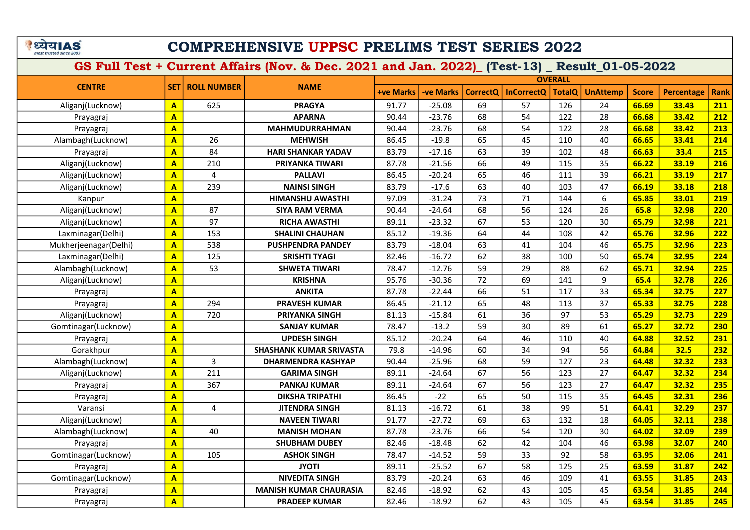# COMPREHENSIVE UPPSC PRELIMS TEST SERIES 2022

## GS Full Test + Current Affairs (Nov. & Dec. 2021 and Jan. 2022)_ (Test-13) _ Result_01-05-2022

| CENTRE | SET | ROLL NUMBER | NAME | OVERALL | | | | | | | | |
|---|---|---|---|---|---|---|---|---|---|---|---|---|
| | | | | +ve Marks | -ve Marks | CorrectQ | InCorrectQ | TotalQ | UnAttemp | Score | Percentage | Rank |
| Aliganj(Lucknow) | A | 625 | PRAGYA | 91.77 | -25.08 | 69 | 57 | 126 | 24 | 66.69 | 33.43 | 211 |
| Prayagraj | A | | APARNA | 90.44 | -23.76 | 68 | 54 | 122 | 28 | 66.68 | 33.42 | 212 |
| Prayagraj | A | | MAHMUDURRAHMAN | 90.44 | -23.76 | 68 | 54 | 122 | 28 | 66.68 | 33.42 | 213 |
| Alambagh(Lucknow) | A | 26 | MEHWISH | 86.45 | -19.8 | 65 | 45 | 110 | 40 | 66.65 | 33.41 | 214 |
| Prayagraj | A | 84 | HARI SHANKAR YADAV | 83.79 | -17.16 | 63 | 39 | 102 | 48 | 66.63 | 33.4 | 215 |
| Aliganj(Lucknow) | A | 210 | PRIYANKA TIWARI | 87.78 | -21.56 | 66 | 49 | 115 | 35 | 66.22 | 33.19 | 216 |
| Aliganj(Lucknow) | A | 4 | PALLAVI | 86.45 | -20.24 | 65 | 46 | 111 | 39 | 66.21 | 33.19 | 217 |
| Aliganj(Lucknow) | A | 239 | NAINSI SINGH | 83.79 | -17.6 | 63 | 40 | 103 | 47 | 66.19 | 33.18 | 218 |
| Kanpur | A | | HIMANSHU AWASTHI | 97.09 | -31.24 | 73 | 71 | 144 | 6 | 65.85 | 33.01 | 219 |
| Aliganj(Lucknow) | A | 87 | SIYA RAM VERMA | 90.44 | -24.64 | 68 | 56 | 124 | 26 | 65.8 | 32.98 | 220 |
| Aliganj(Lucknow) | A | 97 | RICHA AWASTHI | 89.11 | -23.32 | 67 | 53 | 120 | 30 | 65.79 | 32.98 | 221 |
| Laxminagar(Delhi) | A | 153 | SHALINI CHAUHAN | 85.12 | -19.36 | 64 | 44 | 108 | 42 | 65.76 | 32.96 | 222 |
| Mukherjeenagar(Delhi) | A | 538 | PUSHPENDRA PANDEY | 83.79 | -18.04 | 63 | 41 | 104 | 46 | 65.75 | 32.96 | 223 |
| Laxminagar(Delhi) | A | 125 | SRISHTI TYAGI | 82.46 | -16.72 | 62 | 38 | 100 | 50 | 65.74 | 32.95 | 224 |
| Alambagh(Lucknow) | A | 53 | SHWETA TIWARI | 78.47 | -12.76 | 59 | 29 | 88 | 62 | 65.71 | 32.94 | 225 |
| Aliganj(Lucknow) | A | | KRISHNA | 95.76 | -30.36 | 72 | 69 | 141 | 9 | 65.4 | 32.78 | 226 |
| Prayagraj | A | | ANKITA | 87.78 | -22.44 | 66 | 51 | 117 | 33 | 65.34 | 32.75 | 227 |
| Prayagraj | A | 294 | PRAVESH KUMAR | 86.45 | -21.12 | 65 | 48 | 113 | 37 | 65.33 | 32.75 | 228 |
| Aliganj(Lucknow) | A | 720 | PRIYANKA SINGH | 81.13 | -15.84 | 61 | 36 | 97 | 53 | 65.29 | 32.73 | 229 |
| Gomtinagar(Lucknow) | A | | SANJAY KUMAR | 78.47 | -13.2 | 59 | 30 | 89 | 61 | 65.27 | 32.72 | 230 |
| Prayagraj | A | | UPDESH SINGH | 85.12 | -20.24 | 64 | 46 | 110 | 40 | 64.88 | 32.52 | 231 |
| Gorakhpur | A | | SHASHANK KUMAR SRIVASTA | 79.8 | -14.96 | 60 | 34 | 94 | 56 | 64.84 | 32.5 | 232 |
| Alambagh(Lucknow) | A | 3 | DHARMENDRA KASHYAP | 90.44 | -25.96 | 68 | 59 | 127 | 23 | 64.48 | 32.32 | 233 |
| Aliganj(Lucknow) | A | 211 | GARIMA SINGH | 89.11 | -24.64 | 67 | 56 | 123 | 27 | 64.47 | 32.32 | 234 |
| Prayagraj | A | 367 | PANKAJ KUMAR | 89.11 | -24.64 | 67 | 56 | 123 | 27 | 64.47 | 32.32 | 235 |
| Prayagraj | A | | DIKSHA TRIPATHI | 86.45 | -22 | 65 | 50 | 115 | 35 | 64.45 | 32.31 | 236 |
| Varansi | A | 4 | JITENDRA SINGH | 81.13 | -16.72 | 61 | 38 | 99 | 51 | 64.41 | 32.29 | 237 |
| Aliganj(Lucknow) | A | | NAVEEN TIWARI | 91.77 | -27.72 | 69 | 63 | 132 | 18 | 64.05 | 32.11 | 238 |
| Alambagh(Lucknow) | A | 40 | MANISH MOHAN | 87.78 | -23.76 | 66 | 54 | 120 | 30 | 64.02 | 32.09 | 239 |
| Prayagraj | A | | SHUBHAM DUBEY | 82.46 | -18.48 | 62 | 42 | 104 | 46 | 63.98 | 32.07 | 240 |
| Gomtinagar(Lucknow) | A | 105 | ASHOK SINGH | 78.47 | -14.52 | 59 | 33 | 92 | 58 | 63.95 | 32.06 | 241 |
| Prayagraj | A | | JYOTI | 89.11 | -25.52 | 67 | 58 | 125 | 25 | 63.59 | 31.87 | 242 |
| Gomtinagar(Lucknow) | A | | NIVEDITA SINGH | 83.79 | -20.24 | 63 | 46 | 109 | 41 | 63.55 | 31.85 | 243 |
| Prayagraj | A | | MANISH KUMAR CHAURASIA | 82.46 | -18.92 | 62 | 43 | 105 | 45 | 63.54 | 31.85 | 244 |
| Prayagraj | A | | PRADEEP KUMAR | 82.46 | -18.92 | 62 | 43 | 105 | 45 | 63.54 | 31.85 | 245 |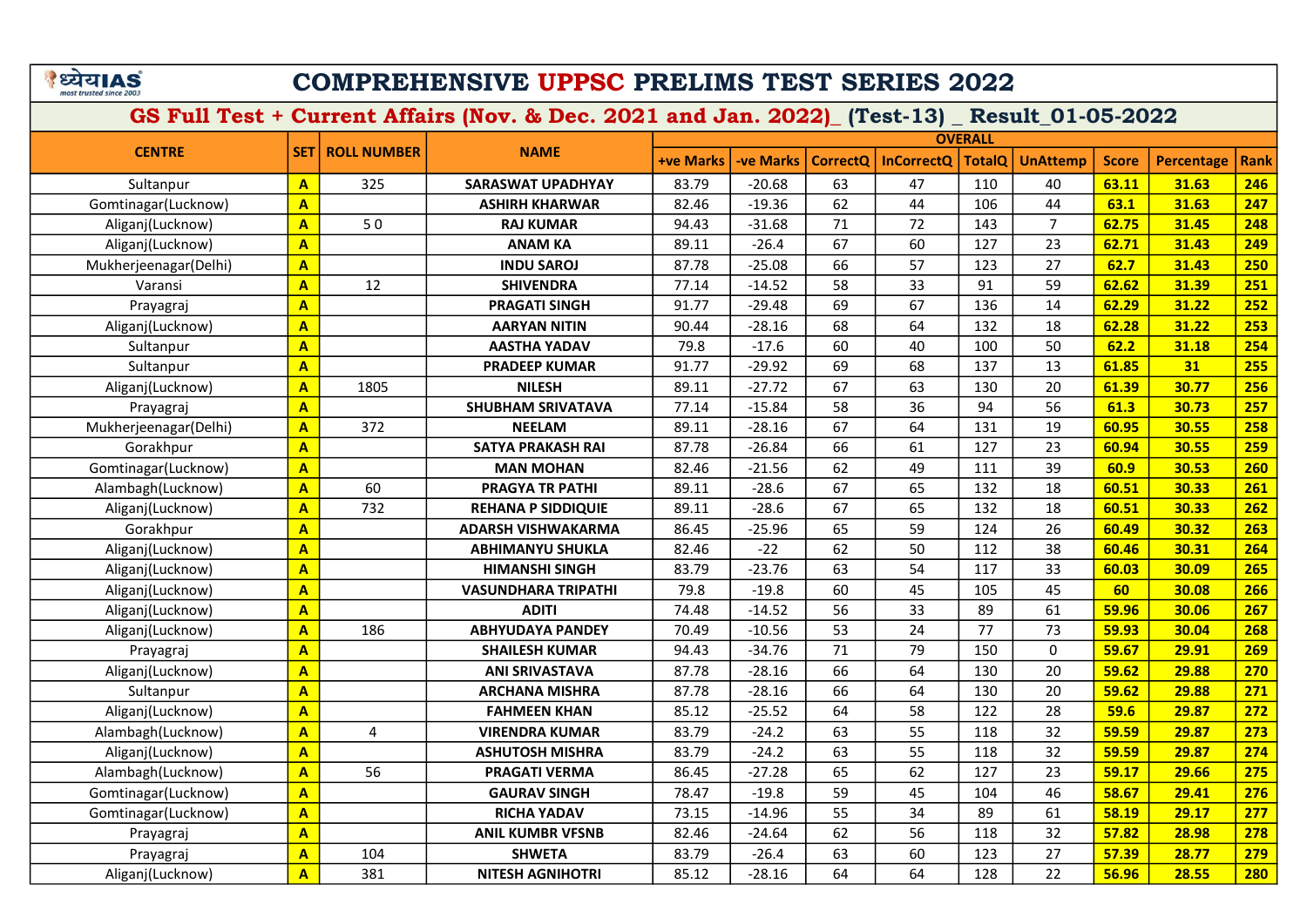# COMPREHENSIVE UPPSC PRELIMS TEST SERIES 2022

## GS Full Test + Current Affairs (Nov. & Dec. 2021 and Jan. 2022)_ (Test-13) _ Result_01-05-2022

| CENTRE | SET | ROLL NUMBER | NAME | OVERALL | | | | | | | | |
|---|---|---|---|---|---|---|---|---|---|---|---|---|
| | | | | +ve Marks | -ve Marks | CorrectQ | InCorrectQ | TotalQ | UnAttemp | Score | Percentage | Rank |
| Sultanpur | A | 325 | SARASWAT UPADHYAY | 83.79 | -20.68 | 63 | 47 | 110 | 40 | 63.11 | 31.63 | 246 |
| Gomtinagar(Lucknow) | A | | ASHIRH KHARWAR | 82.46 | -19.36 | 62 | 44 | 106 | 44 | 63.1 | 31.63 | 247 |
| Aliganj(Lucknow) | A | 5 0 | RAJ KUMAR | 94.43 | -31.68 | 71 | 72 | 143 | 7 | 62.75 | 31.45 | 248 |
| Aliganj(Lucknow) | A | | ANAM KA | 89.11 | -26.4 | 67 | 60 | 127 | 23 | 62.71 | 31.43 | 249 |
| Mukherjeenagar(Delhi) | A | | INDU SAROJ | 87.78 | -25.08 | 66 | 57 | 123 | 27 | 62.7 | 31.43 | 250 |
| Varansi | A | 12 | SHIVENDRA | 77.14 | -14.52 | 58 | 33 | 91 | 59 | 62.62 | 31.39 | 251 |
| Prayagraj | A | | PRAGATI SINGH | 91.77 | -29.48 | 69 | 67 | 136 | 14 | 62.29 | 31.22 | 252 |
| Aliganj(Lucknow) | A | | AARYAN NITIN | 90.44 | -28.16 | 68 | 64 | 132 | 18 | 62.28 | 31.22 | 253 |
| Sultanpur | A | | AASTHA YADAV | 79.8 | -17.6 | 60 | 40 | 100 | 50 | 62.2 | 31.18 | 254 |
| Sultanpur | A | | PRADEEP KUMAR | 91.77 | -29.92 | 69 | 68 | 137 | 13 | 61.85 | 31 | 255 |
| Aliganj(Lucknow) | A | 1805 | NILESH | 89.11 | -27.72 | 67 | 63 | 130 | 20 | 61.39 | 30.77 | 256 |
| Prayagraj | A | | SHUBHAM SRIVATAVA | 77.14 | -15.84 | 58 | 36 | 94 | 56 | 61.3 | 30.73 | 257 |
| Mukherjeenagar(Delhi) | A | 372 | NEELAM | 89.11 | -28.16 | 67 | 64 | 131 | 19 | 60.95 | 30.55 | 258 |
| Gorakhpur | A | | SATYA PRAKASH RAI | 87.78 | -26.84 | 66 | 61 | 127 | 23 | 60.94 | 30.55 | 259 |
| Gomtinagar(Lucknow) | A | | MAN MOHAN | 82.46 | -21.56 | 62 | 49 | 111 | 39 | 60.9 | 30.53 | 260 |
| Alambagh(Lucknow) | A | 60 | PRAGYA TR PATHI | 89.11 | -28.6 | 67 | 65 | 132 | 18 | 60.51 | 30.33 | 261 |
| Aliganj(Lucknow) | A | 732 | REHANA P SIDDIQUIE | 89.11 | -28.6 | 67 | 65 | 132 | 18 | 60.51 | 30.33 | 262 |
| Gorakhpur | A | | ADARSH VISHWAKARMA | 86.45 | -25.96 | 65 | 59 | 124 | 26 | 60.49 | 30.32 | 263 |
| Aliganj(Lucknow) | A | | ABHIMANYU SHUKLA | 82.46 | -22 | 62 | 50 | 112 | 38 | 60.46 | 30.31 | 264 |
| Aliganj(Lucknow) | A | | HIMANSHI SINGH | 83.79 | -23.76 | 63 | 54 | 117 | 33 | 60.03 | 30.09 | 265 |
| Aliganj(Lucknow) | A | | VASUNDHARA TRIPATHI | 79.8 | -19.8 | 60 | 45 | 105 | 45 | 60 | 30.08 | 266 |
| Aliganj(Lucknow) | A | | ADITI | 74.48 | -14.52 | 56 | 33 | 89 | 61 | 59.96 | 30.06 | 267 |
| Aliganj(Lucknow) | A | 186 | ABHYUDAYA PANDEY | 70.49 | -10.56 | 53 | 24 | 77 | 73 | 59.93 | 30.04 | 268 |
| Prayagraj | A | | SHAILESH KUMAR | 94.43 | -34.76 | 71 | 79 | 150 | 0 | 59.67 | 29.91 | 269 |
| Aliganj(Lucknow) | A | | ANI SRIVASTAVA | 87.78 | -28.16 | 66 | 64 | 130 | 20 | 59.62 | 29.88 | 270 |
| Sultanpur | A | | ARCHANA MISHRA | 87.78 | -28.16 | 66 | 64 | 130 | 20 | 59.62 | 29.88 | 271 |
| Aliganj(Lucknow) | A | | FAHMEEN KHAN | 85.12 | -25.52 | 64 | 58 | 122 | 28 | 59.6 | 29.87 | 272 |
| Alambagh(Lucknow) | A | 4 | VIRENDRA KUMAR | 83.79 | -24.2 | 63 | 55 | 118 | 32 | 59.59 | 29.87 | 273 |
| Aliganj(Lucknow) | A | | ASHUTOSH MISHRA | 83.79 | -24.2 | 63 | 55 | 118 | 32 | 59.59 | 29.87 | 274 |
| Alambagh(Lucknow) | A | 56 | PRAGATI VERMA | 86.45 | -27.28 | 65 | 62 | 127 | 23 | 59.17 | 29.66 | 275 |
| Gomtinagar(Lucknow) | A | | GAURAV SINGH | 78.47 | -19.8 | 59 | 45 | 104 | 46 | 58.67 | 29.41 | 276 |
| Gomtinagar(Lucknow) | A | | RICHA YADAV | 73.15 | -14.96 | 55 | 34 | 89 | 61 | 58.19 | 29.17 | 277 |
| Prayagraj | A | | ANIL KUMBR VFSNB | 82.46 | -24.64 | 62 | 56 | 118 | 32 | 57.82 | 28.98 | 278 |
| Prayagraj | A | 104 | SHWETA | 83.79 | -26.4 | 63 | 60 | 123 | 27 | 57.39 | 28.77 | 279 |
| Aliganj(Lucknow) | A | 381 | NITESH AGNIHOTRI | 85.12 | -28.16 | 64 | 64 | 128 | 22 | 56.96 | 28.55 | 280 |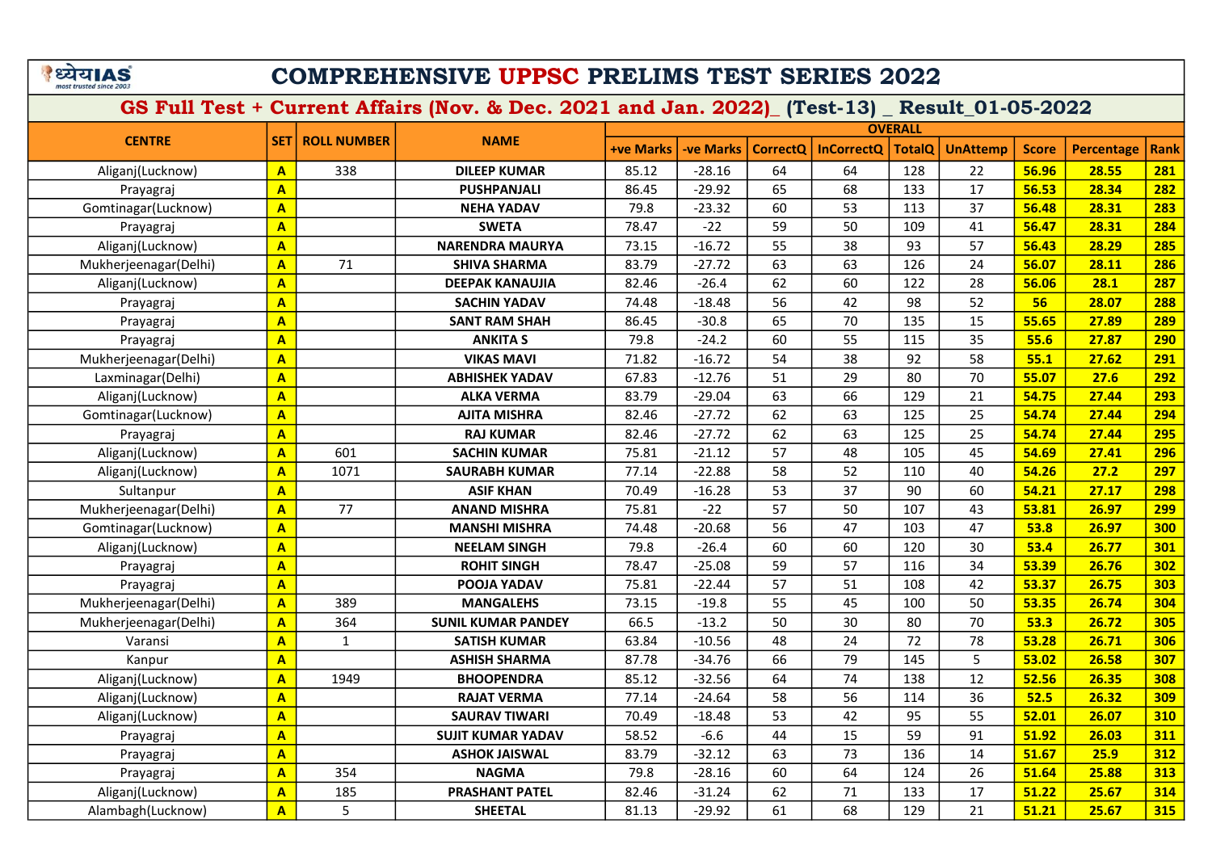# COMPREHENSIVE UPPSC PRELIMS TEST SERIES 2022

## GS Full Test + Current Affairs (Nov. & Dec. 2021 and Jan. 2022)_ (Test-13) _ Result_01-05-2022

| CENTRE | SET | ROLL NUMBER | NAME | OVERALL | | | | | | | | |
|---|---|---|---|---|---|---|---|---|---|---|---|---|
| | | | | +ve Marks | -ve Marks | CorrectQ | InCorrectQ | TotalQ | UnAttemp | Score | Percentage | Rank |
| Aliganj(Lucknow) | A | 338 | DILEEP KUMAR | 85.12 | -28.16 | 64 | 64 | 128 | 22 | 56.96 | 28.55 | 281 |
| Prayagraj | A | | PUSHPANJALI | 86.45 | -29.92 | 65 | 68 | 133 | 17 | 56.53 | 28.34 | 282 |
| Gomtinagar(Lucknow) | A | | NEHA YADAV | 79.8 | -23.32 | 60 | 53 | 113 | 37 | 56.48 | 28.31 | 283 |
| Prayagraj | A | | SWETA | 78.47 | -22 | 59 | 50 | 109 | 41 | 56.47 | 28.31 | 284 |
| Aliganj(Lucknow) | A | | NARENDRA MAURYA | 73.15 | -16.72 | 55 | 38 | 93 | 57 | 56.43 | 28.29 | 285 |
| Mukherjeenagar(Delhi) | A | 71 | SHIVA SHARMA | 83.79 | -27.72 | 63 | 63 | 126 | 24 | 56.07 | 28.11 | 286 |
| Aliganj(Lucknow) | A | | DEEPAK KANAUJIA | 82.46 | -26.4 | 62 | 60 | 122 | 28 | 56.06 | 28.1 | 287 |
| Prayagraj | A | | SACHIN YADAV | 74.48 | -18.48 | 56 | 42 | 98 | 52 | 56 | 28.07 | 288 |
| Prayagraj | A | | SANT RAM SHAH | 86.45 | -30.8 | 65 | 70 | 135 | 15 | 55.65 | 27.89 | 289 |
| Prayagraj | A | | ANKITA S | 79.8 | -24.2 | 60 | 55 | 115 | 35 | 55.6 | 27.87 | 290 |
| Mukherjeenagar(Delhi) | A | | VIKAS MAVI | 71.82 | -16.72 | 54 | 38 | 92 | 58 | 55.1 | 27.62 | 291 |
| Laxminagar(Delhi) | A | | ABHISHEK YADAV | 67.83 | -12.76 | 51 | 29 | 80 | 70 | 55.07 | 27.6 | 292 |
| Aliganj(Lucknow) | A | | ALKA VERMA | 83.79 | -29.04 | 63 | 66 | 129 | 21 | 54.75 | 27.44 | 293 |
| Gomtinagar(Lucknow) | A | | AJITA MISHRA | 82.46 | -27.72 | 62 | 63 | 125 | 25 | 54.74 | 27.44 | 294 |
| Prayagraj | A | | RAJ KUMAR | 82.46 | -27.72 | 62 | 63 | 125 | 25 | 54.74 | 27.44 | 295 |
| Aliganj(Lucknow) | A | 601 | SACHIN KUMAR | 75.81 | -21.12 | 57 | 48 | 105 | 45 | 54.69 | 27.41 | 296 |
| Aliganj(Lucknow) | A | 1071 | SAURABH KUMAR | 77.14 | -22.88 | 58 | 52 | 110 | 40 | 54.26 | 27.2 | 297 |
| Sultanpur | A | | ASIF KHAN | 70.49 | -16.28 | 53 | 37 | 90 | 60 | 54.21 | 27.17 | 298 |
| Mukherjeenagar(Delhi) | A | 77 | ANAND MISHRA | 75.81 | -22 | 57 | 50 | 107 | 43 | 53.81 | 26.97 | 299 |
| Gomtinagar(Lucknow) | A | | MANSHI MISHRA | 74.48 | -20.68 | 56 | 47 | 103 | 47 | 53.8 | 26.97 | 300 |
| Aliganj(Lucknow) | A | | NEELAM SINGH | 79.8 | -26.4 | 60 | 60 | 120 | 30 | 53.4 | 26.77 | 301 |
| Prayagraj | A | | ROHIT SINGH | 78.47 | -25.08 | 59 | 57 | 116 | 34 | 53.39 | 26.76 | 302 |
| Prayagraj | A | | POOJA YADAV | 75.81 | -22.44 | 57 | 51 | 108 | 42 | 53.37 | 26.75 | 303 |
| Mukherjeenagar(Delhi) | A | 389 | MANGALEHS | 73.15 | -19.8 | 55 | 45 | 100 | 50 | 53.35 | 26.74 | 304 |
| Mukherjeenagar(Delhi) | A | 364 | SUNIL KUMAR PANDEY | 66.5 | -13.2 | 50 | 30 | 80 | 70 | 53.3 | 26.72 | 305 |
| Varansi | A | 1 | SATISH KUMAR | 63.84 | -10.56 | 48 | 24 | 72 | 78 | 53.28 | 26.71 | 306 |
| Kanpur | A | | ASHISH SHARMA | 87.78 | -34.76 | 66 | 79 | 145 | 5 | 53.02 | 26.58 | 307 |
| Aliganj(Lucknow) | A | 1949 | BHOOPENDRA | 85.12 | -32.56 | 64 | 74 | 138 | 12 | 52.56 | 26.35 | 308 |
| Aliganj(Lucknow) | A | | RAJAT VERMA | 77.14 | -24.64 | 58 | 56 | 114 | 36 | 52.5 | 26.32 | 309 |
| Aliganj(Lucknow) | A | | SAURAV TIWARI | 70.49 | -18.48 | 53 | 42 | 95 | 55 | 52.01 | 26.07 | 310 |
| Prayagraj | A | | SUJIT KUMAR YADAV | 58.52 | -6.6 | 44 | 15 | 59 | 91 | 51.92 | 26.03 | 311 |
| Prayagraj | A | | ASHOK JAISWAL | 83.79 | -32.12 | 63 | 73 | 136 | 14 | 51.67 | 25.9 | 312 |
| Prayagraj | A | 354 | NAGMA | 79.8 | -28.16 | 60 | 64 | 124 | 26 | 51.64 | 25.88 | 313 |
| Aliganj(Lucknow) | A | 185 | PRASHANT PATEL | 82.46 | -31.24 | 62 | 71 | 133 | 17 | 51.22 | 25.67 | 314 |
| Alambagh(Lucknow) | A | 5 | SHEETAL | 81.13 | -29.92 | 61 | 68 | 129 | 21 | 51.21 | 25.67 | 315 |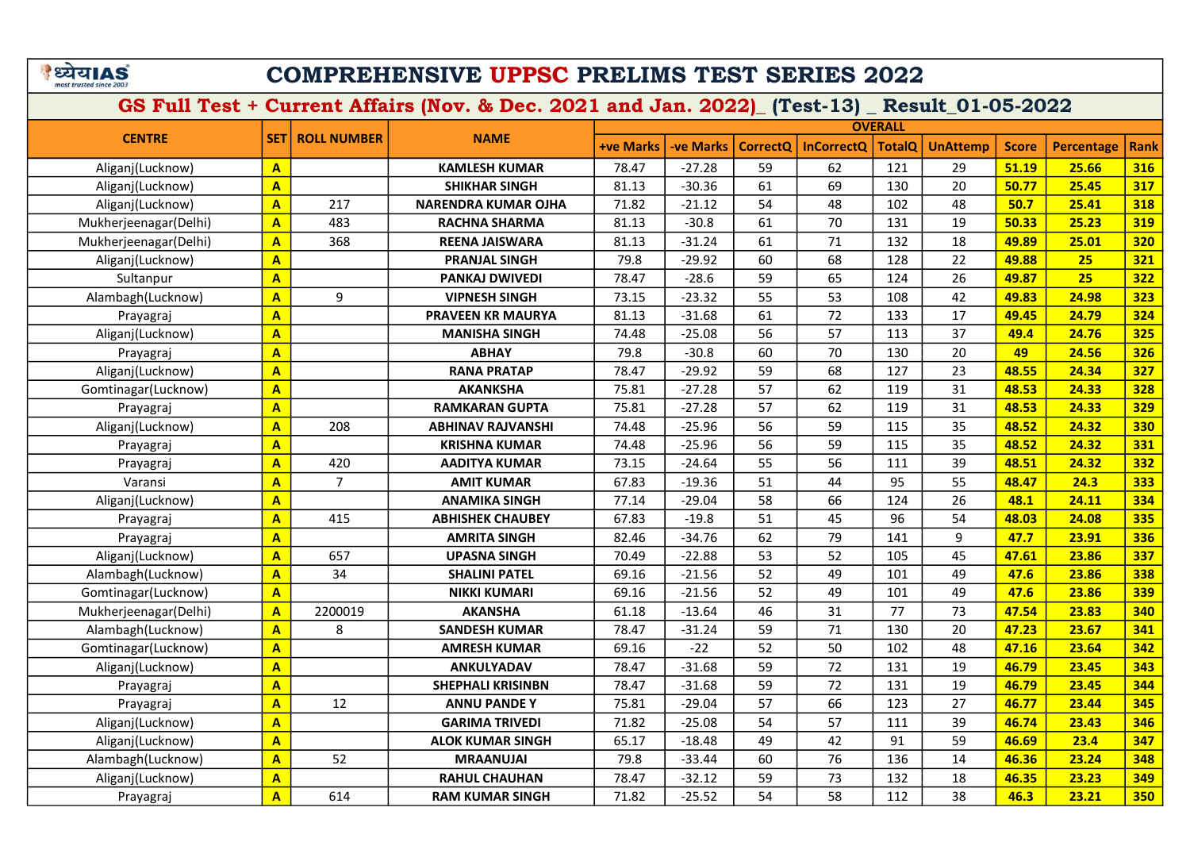# COMPREHENSIVE UPPSC PRELIMS TEST SERIES 2022

## GS Full Test + Current Affairs (Nov. & Dec. 2021 and Jan. 2022)_ (Test-13) _ Result_01-05-2022

| CENTRE | SET | ROLL NUMBER | NAME | OVERALL | | | | | | | | |
|---|---|---|---|---|---|---|---|---|---|---|---|---|
| | | | | +ve Marks | -ve Marks | CorrectQ | InCorrectQ | TotalQ | UnAttemp | Score | Percentage | Rank |
| Aliganj(Lucknow) | A | | KAMLESH KUMAR | 78.47 | -27.28 | 59 | 62 | 121 | 29 | 51.19 | 25.66 | 316 |
| Aliganj(Lucknow) | A | | SHIKHAR SINGH | 81.13 | -30.36 | 61 | 69 | 130 | 20 | 50.77 | 25.45 | 317 |
| Aliganj(Lucknow) | A | 217 | NARENDRA KUMAR OJHA | 71.82 | -21.12 | 54 | 48 | 102 | 48 | 50.7 | 25.41 | 318 |
| Mukherjeenagar(Delhi) | A | 483 | RACHNA SHARMA | 81.13 | -30.8 | 61 | 70 | 131 | 19 | 50.33 | 25.23 | 319 |
| Mukherjeenagar(Delhi) | A | 368 | REENA JAISWARA | 81.13 | -31.24 | 61 | 71 | 132 | 18 | 49.89 | 25.01 | 320 |
| Aliganj(Lucknow) | A | | PRANJAL SINGH | 79.8 | -29.92 | 60 | 68 | 128 | 22 | 49.88 | 25 | 321 |
| Sultanpur | A | | PANKAJ DWIVEDI | 78.47 | -28.6 | 59 | 65 | 124 | 26 | 49.87 | 25 | 322 |
| Alambagh(Lucknow) | A | 9 | VIPNESH SINGH | 73.15 | -23.32 | 55 | 53 | 108 | 42 | 49.83 | 24.98 | 323 |
| Prayagraj | A | | PRAVEEN KR MAURYA | 81.13 | -31.68 | 61 | 72 | 133 | 17 | 49.45 | 24.79 | 324 |
| Aliganj(Lucknow) | A | | MANISHA SINGH | 74.48 | -25.08 | 56 | 57 | 113 | 37 | 49.4 | 24.76 | 325 |
| Prayagraj | A | | ABHAY | 79.8 | -30.8 | 60 | 70 | 130 | 20 | 49 | 24.56 | 326 |
| Aliganj(Lucknow) | A | | RANA PRATAP | 78.47 | -29.92 | 59 | 68 | 127 | 23 | 48.55 | 24.34 | 327 |
| Gomtinagar(Lucknow) | A | | AKANKSHA | 75.81 | -27.28 | 57 | 62 | 119 | 31 | 48.53 | 24.33 | 328 |
| Prayagraj | A | | RAMKARAN GUPTA | 75.81 | -27.28 | 57 | 62 | 119 | 31 | 48.53 | 24.33 | 329 |
| Aliganj(Lucknow) | A | 208 | ABHINAV RAJVANSHI | 74.48 | -25.96 | 56 | 59 | 115 | 35 | 48.52 | 24.32 | 330 |
| Prayagraj | A | | KRISHNA KUMAR | 74.48 | -25.96 | 56 | 59 | 115 | 35 | 48.52 | 24.32 | 331 |
| Prayagraj | A | 420 | AADITYA KUMAR | 73.15 | -24.64 | 55 | 56 | 111 | 39 | 48.51 | 24.32 | 332 |
| Varansi | A | 7 | AMIT KUMAR | 67.83 | -19.36 | 51 | 44 | 95 | 55 | 48.47 | 24.3 | 333 |
| Aliganj(Lucknow) | A | | ANAMIKA SINGH | 77.14 | -29.04 | 58 | 66 | 124 | 26 | 48.1 | 24.11 | 334 |
| Prayagraj | A | 415 | ABHISHEK CHAUBEY | 67.83 | -19.8 | 51 | 45 | 96 | 54 | 48.03 | 24.08 | 335 |
| Prayagraj | A | | AMRITA SINGH | 82.46 | -34.76 | 62 | 79 | 141 | 9 | 47.7 | 23.91 | 336 |
| Aliganj(Lucknow) | A | 657 | UPASNA SINGH | 70.49 | -22.88 | 53 | 52 | 105 | 45 | 47.61 | 23.86 | 337 |
| Alambagh(Lucknow) | A | 34 | SHALINI PATEL | 69.16 | -21.56 | 52 | 49 | 101 | 49 | 47.6 | 23.86 | 338 |
| Gomtinagar(Lucknow) | A | | NIKKI KUMARI | 69.16 | -21.56 | 52 | 49 | 101 | 49 | 47.6 | 23.86 | 339 |
| Mukherjeenagar(Delhi) | A | 2200019 | AKANSHA | 61.18 | -13.64 | 46 | 31 | 77 | 73 | 47.54 | 23.83 | 340 |
| Alambagh(Lucknow) | A | 8 | SANDESH KUMAR | 78.47 | -31.24 | 59 | 71 | 130 | 20 | 47.23 | 23.67 | 341 |
| Gomtinagar(Lucknow) | A | | AMRESH KUMAR | 69.16 | -22 | 52 | 50 | 102 | 48 | 47.16 | 23.64 | 342 |
| Aliganj(Lucknow) | A | | ANKULYADAV | 78.47 | -31.68 | 59 | 72 | 131 | 19 | 46.79 | 23.45 | 343 |
| Prayagraj | A | | SHEPHALI KRISINBN | 78.47 | -31.68 | 59 | 72 | 131 | 19 | 46.79 | 23.45 | 344 |
| Prayagraj | A | 12 | ANNU PANDE Y | 75.81 | -29.04 | 57 | 66 | 123 | 27 | 46.77 | 23.44 | 345 |
| Aliganj(Lucknow) | A | | GARIMA TRIVEDI | 71.82 | -25.08 | 54 | 57 | 111 | 39 | 46.74 | 23.43 | 346 |
| Aliganj(Lucknow) | A | | ALOK KUMAR SINGH | 65.17 | -18.48 | 49 | 42 | 91 | 59 | 46.69 | 23.4 | 347 |
| Alambagh(Lucknow) | A | 52 | MRAANUJAI | 79.8 | -33.44 | 60 | 76 | 136 | 14 | 46.36 | 23.24 | 348 |
| Aliganj(Lucknow) | A | | RAHUL CHAUHAN | 78.47 | -32.12 | 59 | 73 | 132 | 18 | 46.35 | 23.23 | 349 |
| Prayagraj | A | 614 | RAM KUMAR SINGH | 71.82 | -25.52 | 54 | 58 | 112 | 38 | 46.3 | 23.21 | 350 |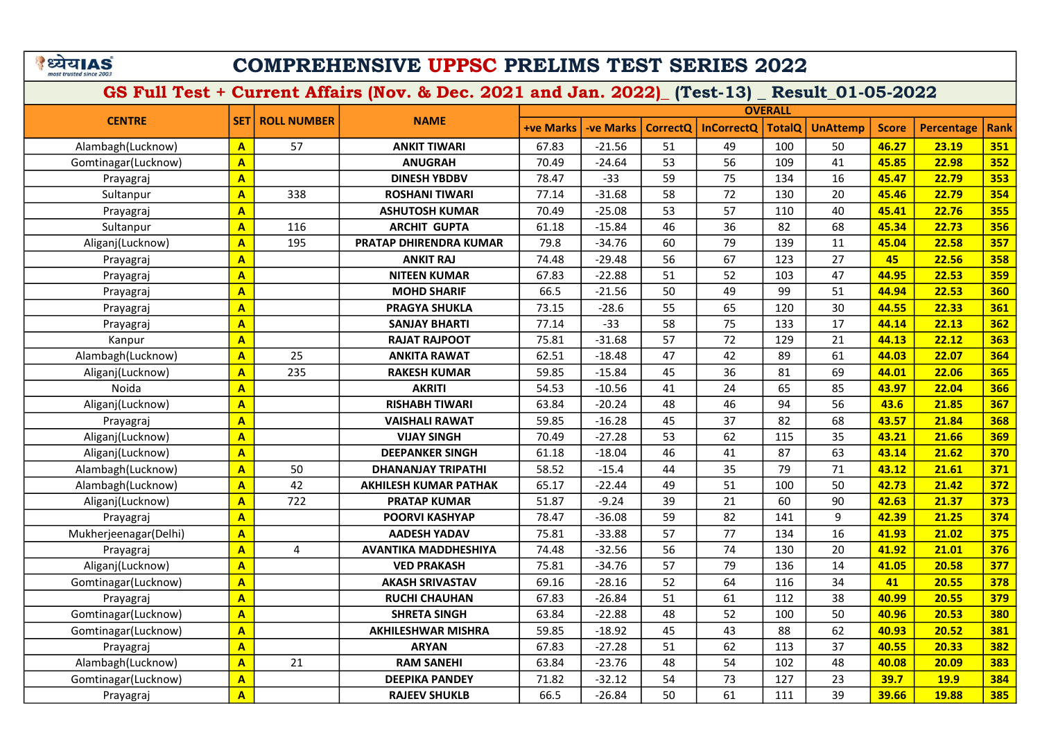# COMPREHENSIVE UPPSC PRELIMS TEST SERIES 2022

## GS Full Test + Current Affairs (Nov. & Dec. 2021 and Jan. 2022)_ (Test-13) _ Result_01-05-2022

| CENTRE | SET | ROLL NUMBER | NAME | OVERALL | | | | | | | | |
|---|---|---|---|---|---|---|---|---|---|---|---|---|
| | | | | +ve Marks | -ve Marks | CorrectQ | InCorrectQ | TotalQ | UnAttemp | Score | Percentage | Rank |
| Alambagh(Lucknow) | A | 57 | ANKIT TIWARI | 67.83 | -21.56 | 51 | 49 | 100 | 50 | 46.27 | 23.19 | 351 |
| Gomtinagar(Lucknow) | A | | ANUGRAH | 70.49 | -24.64 | 53 | 56 | 109 | 41 | 45.85 | 22.98 | 352 |
| Prayagraj | A | | DINESH YBDBV | 78.47 | -33 | 59 | 75 | 134 | 16 | 45.47 | 22.79 | 353 |
| Sultanpur | A | 338 | ROSHANI TIWARI | 77.14 | -31.68 | 58 | 72 | 130 | 20 | 45.46 | 22.79 | 354 |
| Prayagraj | A | | ASHUTOSH KUMAR | 70.49 | -25.08 | 53 | 57 | 110 | 40 | 45.41 | 22.76 | 355 |
| Sultanpur | A | 116 | ARCHIT GUPTA | 61.18 | -15.84 | 46 | 36 | 82 | 68 | 45.34 | 22.73 | 356 |
| Aliganj(Lucknow) | A | 195 | PRATAP DHIRENDRA KUMAR | 79.8 | -34.76 | 60 | 79 | 139 | 11 | 45.04 | 22.58 | 357 |
| Prayagraj | A | | ANKIT RAJ | 74.48 | -29.48 | 56 | 67 | 123 | 27 | 45 | 22.56 | 358 |
| Prayagraj | A | | NITEEN KUMAR | 67.83 | -22.88 | 51 | 52 | 103 | 47 | 44.95 | 22.53 | 359 |
| Prayagraj | A | | MOHD SHARIF | 66.5 | -21.56 | 50 | 49 | 99 | 51 | 44.94 | 22.53 | 360 |
| Prayagraj | A | | PRAGYA SHUKLA | 73.15 | -28.6 | 55 | 65 | 120 | 30 | 44.55 | 22.33 | 361 |
| Prayagraj | A | | SANJAY BHARTI | 77.14 | -33 | 58 | 75 | 133 | 17 | 44.14 | 22.13 | 362 |
| Kanpur | A | | RAJAT RAJPOOT | 75.81 | -31.68 | 57 | 72 | 129 | 21 | 44.13 | 22.12 | 363 |
| Alambagh(Lucknow) | A | 25 | ANKITA RAWAT | 62.51 | -18.48 | 47 | 42 | 89 | 61 | 44.03 | 22.07 | 364 |
| Aliganj(Lucknow) | A | 235 | RAKESH KUMAR | 59.85 | -15.84 | 45 | 36 | 81 | 69 | 44.01 | 22.06 | 365 |
| Noida | A | | AKRITI | 54.53 | -10.56 | 41 | 24 | 65 | 85 | 43.97 | 22.04 | 366 |
| Aliganj(Lucknow) | A | | RISHABH TIWARI | 63.84 | -20.24 | 48 | 46 | 94 | 56 | 43.6 | 21.85 | 367 |
| Prayagraj | A | | VAISHALI RAWAT | 59.85 | -16.28 | 45 | 37 | 82 | 68 | 43.57 | 21.84 | 368 |
| Aliganj(Lucknow) | A | | VIJAY SINGH | 70.49 | -27.28 | 53 | 62 | 115 | 35 | 43.21 | 21.66 | 369 |
| Aliganj(Lucknow) | A | | DEEPANKER SINGH | 61.18 | -18.04 | 46 | 41 | 87 | 63 | 43.14 | 21.62 | 370 |
| Alambagh(Lucknow) | A | 50 | DHANANJAY TRIPATHI | 58.52 | -15.4 | 44 | 35 | 79 | 71 | 43.12 | 21.61 | 371 |
| Alambagh(Lucknow) | A | 42 | AKHILESH KUMAR PATHAK | 65.17 | -22.44 | 49 | 51 | 100 | 50 | 42.73 | 21.42 | 372 |
| Aliganj(Lucknow) | A | 722 | PRATAP KUMAR | 51.87 | -9.24 | 39 | 21 | 60 | 90 | 42.63 | 21.37 | 373 |
| Prayagraj | A | | POORVI KASHYAP | 78.47 | -36.08 | 59 | 82 | 141 | 9 | 42.39 | 21.25 | 374 |
| Mukherjeenagar(Delhi) | A | | AADESH YADAV | 75.81 | -33.88 | 57 | 77 | 134 | 16 | 41.93 | 21.02 | 375 |
| Prayagraj | A | 4 | AVANTIKA MADDHESHIYA | 74.48 | -32.56 | 56 | 74 | 130 | 20 | 41.92 | 21.01 | 376 |
| Aliganj(Lucknow) | A | | VED PRAKASH | 75.81 | -34.76 | 57 | 79 | 136 | 14 | 41.05 | 20.58 | 377 |
| Gomtinagar(Lucknow) | A | | AKASH SRIVASTAV | 69.16 | -28.16 | 52 | 64 | 116 | 34 | 41 | 20.55 | 378 |
| Prayagraj | A | | RUCHI CHAUHAN | 67.83 | -26.84 | 51 | 61 | 112 | 38 | 40.99 | 20.55 | 379 |
| Gomtinagar(Lucknow) | A | | SHRETA SINGH | 63.84 | -22.88 | 48 | 52 | 100 | 50 | 40.96 | 20.53 | 380 |
| Gomtinagar(Lucknow) | A | | AKHILESHWAR MISHRA | 59.85 | -18.92 | 45 | 43 | 88 | 62 | 40.93 | 20.52 | 381 |
| Prayagraj | A | | ARYAN | 67.83 | -27.28 | 51 | 62 | 113 | 37 | 40.55 | 20.33 | 382 |
| Alambagh(Lucknow) | A | 21 | RAM SANEHI | 63.84 | -23.76 | 48 | 54 | 102 | 48 | 40.08 | 20.09 | 383 |
| Gomtinagar(Lucknow) | A | | DEEPIKA PANDEY | 71.82 | -32.12 | 54 | 73 | 127 | 23 | 39.7 | 19.9 | 384 |
| Prayagraj | A | | RAJEEV SHUKLB | 66.5 | -26.84 | 50 | 61 | 111 | 39 | 39.66 | 19.88 | 385 |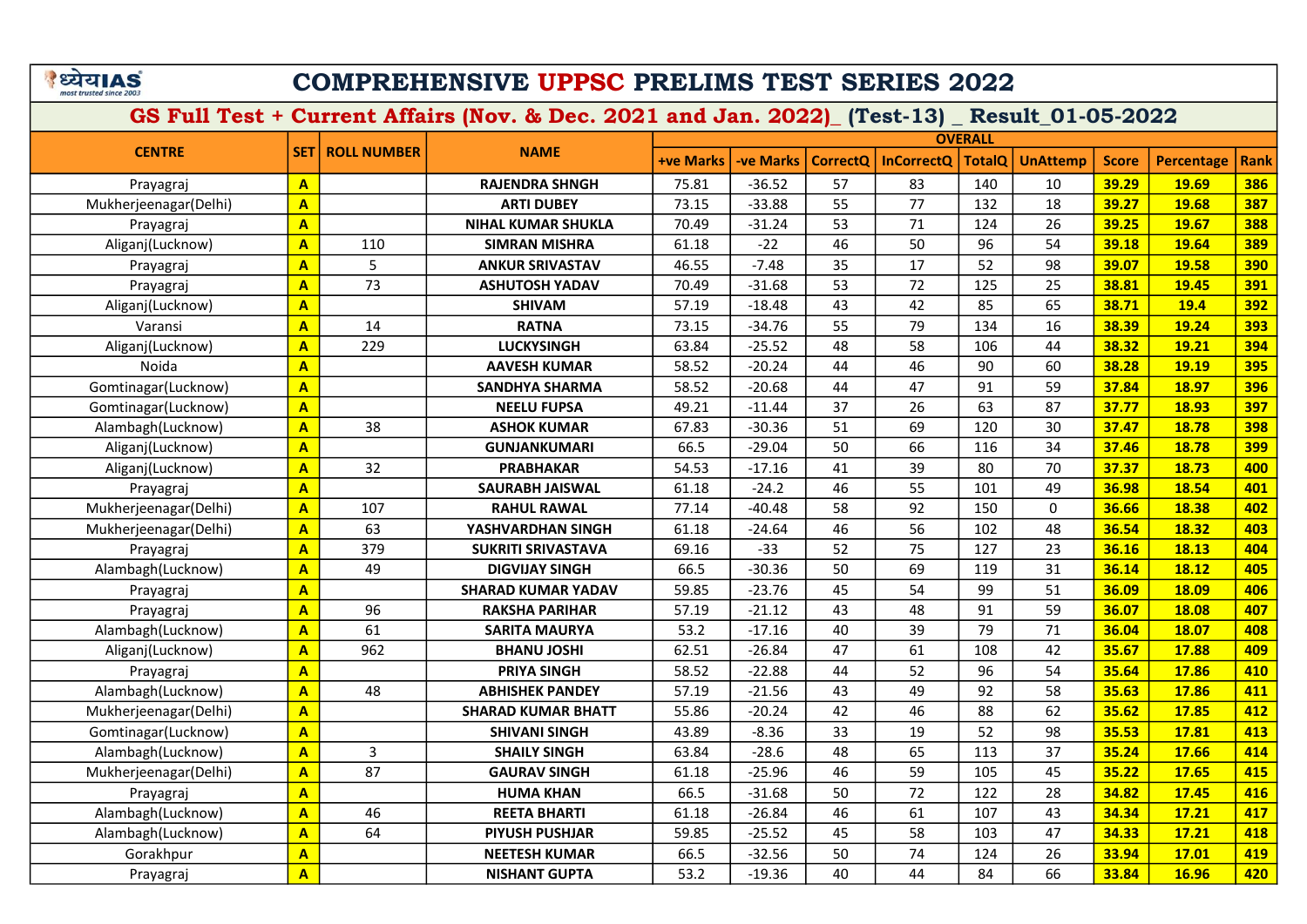# COMPREHENSIVE UPPSC PRELIMS TEST SERIES 2022

## GS Full Test + Current Affairs (Nov. & Dec. 2021 and Jan. 2022)_ (Test-13) _ Result_01-05-2022

| CENTRE | SET | ROLL NUMBER | NAME | OVERALL | | | | | | | | |
|---|---|---|---|---|---|---|---|---|---|---|---|---|
| | | | | +ve Marks | -ve Marks | CorrectQ | InCorrectQ | TotalQ | UnAttemp | Score | Percentage | Rank |
| Prayagraj | A | | RAJENDRA SHNGH | 75.81 | -36.52 | 57 | 83 | 140 | 10 | 39.29 | 19.69 | 386 |
| Mukherjeenagar(Delhi) | A | | ARTI DUBEY | 73.15 | -33.88 | 55 | 77 | 132 | 18 | 39.27 | 19.68 | 387 |
| Prayagraj | A | | NIHAL KUMAR SHUKLA | 70.49 | -31.24 | 53 | 71 | 124 | 26 | 39.25 | 19.67 | 388 |
| Aliganj(Lucknow) | A | 110 | SIMRAN MISHRA | 61.18 | -22 | 46 | 50 | 96 | 54 | 39.18 | 19.64 | 389 |
| Prayagraj | A | 5 | ANKUR SRIVASTAV | 46.55 | -7.48 | 35 | 17 | 52 | 98 | 39.07 | 19.58 | 390 |
| Prayagraj | A | 73 | ASHUTOSH YADAV | 70.49 | -31.68 | 53 | 72 | 125 | 25 | 38.81 | 19.45 | 391 |
| Aliganj(Lucknow) | A | | SHIVAM | 57.19 | -18.48 | 43 | 42 | 85 | 65 | 38.71 | 19.4 | 392 |
| Varansi | A | 14 | RATNA | 73.15 | -34.76 | 55 | 79 | 134 | 16 | 38.39 | 19.24 | 393 |
| Aliganj(Lucknow) | A | 229 | LUCKYSINGH | 63.84 | -25.52 | 48 | 58 | 106 | 44 | 38.32 | 19.21 | 394 |
| Noida | A | | AAVESH KUMAR | 58.52 | -20.24 | 44 | 46 | 90 | 60 | 38.28 | 19.19 | 395 |
| Gomtinagar(Lucknow) | A | | SANDHYA SHARMA | 58.52 | -20.68 | 44 | 47 | 91 | 59 | 37.84 | 18.97 | 396 |
| Gomtinagar(Lucknow) | A | | NEELU FUPSA | 49.21 | -11.44 | 37 | 26 | 63 | 87 | 37.77 | 18.93 | 397 |
| Alambagh(Lucknow) | A | 38 | ASHOK KUMAR | 67.83 | -30.36 | 51 | 69 | 120 | 30 | 37.47 | 18.78 | 398 |
| Aliganj(Lucknow) | A | | GUNJANKUMARI | 66.5 | -29.04 | 50 | 66 | 116 | 34 | 37.46 | 18.78 | 399 |
| Aliganj(Lucknow) | A | 32 | PRABHAKAR | 54.53 | -17.16 | 41 | 39 | 80 | 70 | 37.37 | 18.73 | 400 |
| Prayagraj | A | | SAURABH JAISWAL | 61.18 | -24.2 | 46 | 55 | 101 | 49 | 36.98 | 18.54 | 401 |
| Mukherjeenagar(Delhi) | A | 107 | RAHUL RAWAL | 77.14 | -40.48 | 58 | 92 | 150 | 0 | 36.66 | 18.38 | 402 |
| Mukherjeenagar(Delhi) | A | 63 | YASHVARDHAN SINGH | 61.18 | -24.64 | 46 | 56 | 102 | 48 | 36.54 | 18.32 | 403 |
| Prayagraj | A | 379 | SUKRITI SRIVASTAVA | 69.16 | -33 | 52 | 75 | 127 | 23 | 36.16 | 18.13 | 404 |
| Alambagh(Lucknow) | A | 49 | DIGVIJAY SINGH | 66.5 | -30.36 | 50 | 69 | 119 | 31 | 36.14 | 18.12 | 405 |
| Prayagraj | A | | SHARAD KUMAR YADAV | 59.85 | -23.76 | 45 | 54 | 99 | 51 | 36.09 | 18.09 | 406 |
| Prayagraj | A | 96 | RAKSHA PARIHAR | 57.19 | -21.12 | 43 | 48 | 91 | 59 | 36.07 | 18.08 | 407 |
| Alambagh(Lucknow) | A | 61 | SARITA MAURYA | 53.2 | -17.16 | 40 | 39 | 79 | 71 | 36.04 | 18.07 | 408 |
| Aliganj(Lucknow) | A | 962 | BHANU JOSHI | 62.51 | -26.84 | 47 | 61 | 108 | 42 | 35.67 | 17.88 | 409 |
| Prayagraj | A | | PRIYA SINGH | 58.52 | -22.88 | 44 | 52 | 96 | 54 | 35.64 | 17.86 | 410 |
| Alambagh(Lucknow) | A | 48 | ABHISHEK PANDEY | 57.19 | -21.56 | 43 | 49 | 92 | 58 | 35.63 | 17.86 | 411 |
| Mukherjeenagar(Delhi) | A | | SHARAD KUMAR BHATT | 55.86 | -20.24 | 42 | 46 | 88 | 62 | 35.62 | 17.85 | 412 |
| Gomtinagar(Lucknow) | A | | SHIVANI SINGH | 43.89 | -8.36 | 33 | 19 | 52 | 98 | 35.53 | 17.81 | 413 |
| Alambagh(Lucknow) | A | 3 | SHAILY SINGH | 63.84 | -28.6 | 48 | 65 | 113 | 37 | 35.24 | 17.66 | 414 |
| Mukherjeenagar(Delhi) | A | 87 | GAURAV SINGH | 61.18 | -25.96 | 46 | 59 | 105 | 45 | 35.22 | 17.65 | 415 |
| Prayagraj | A | | HUMA KHAN | 66.5 | -31.68 | 50 | 72 | 122 | 28 | 34.82 | 17.45 | 416 |
| Alambagh(Lucknow) | A | 46 | REETA BHARTI | 61.18 | -26.84 | 46 | 61 | 107 | 43 | 34.34 | 17.21 | 417 |
| Alambagh(Lucknow) | A | 64 | PIYUSH PUSHJAR | 59.85 | -25.52 | 45 | 58 | 103 | 47 | 34.33 | 17.21 | 418 |
| Gorakhpur | A | | NEETESH KUMAR | 66.5 | -32.56 | 50 | 74 | 124 | 26 | 33.94 | 17.01 | 419 |
| Prayagraj | A | | NISHANT GUPTA | 53.2 | -19.36 | 40 | 44 | 84 | 66 | 33.84 | 16.96 | 420 |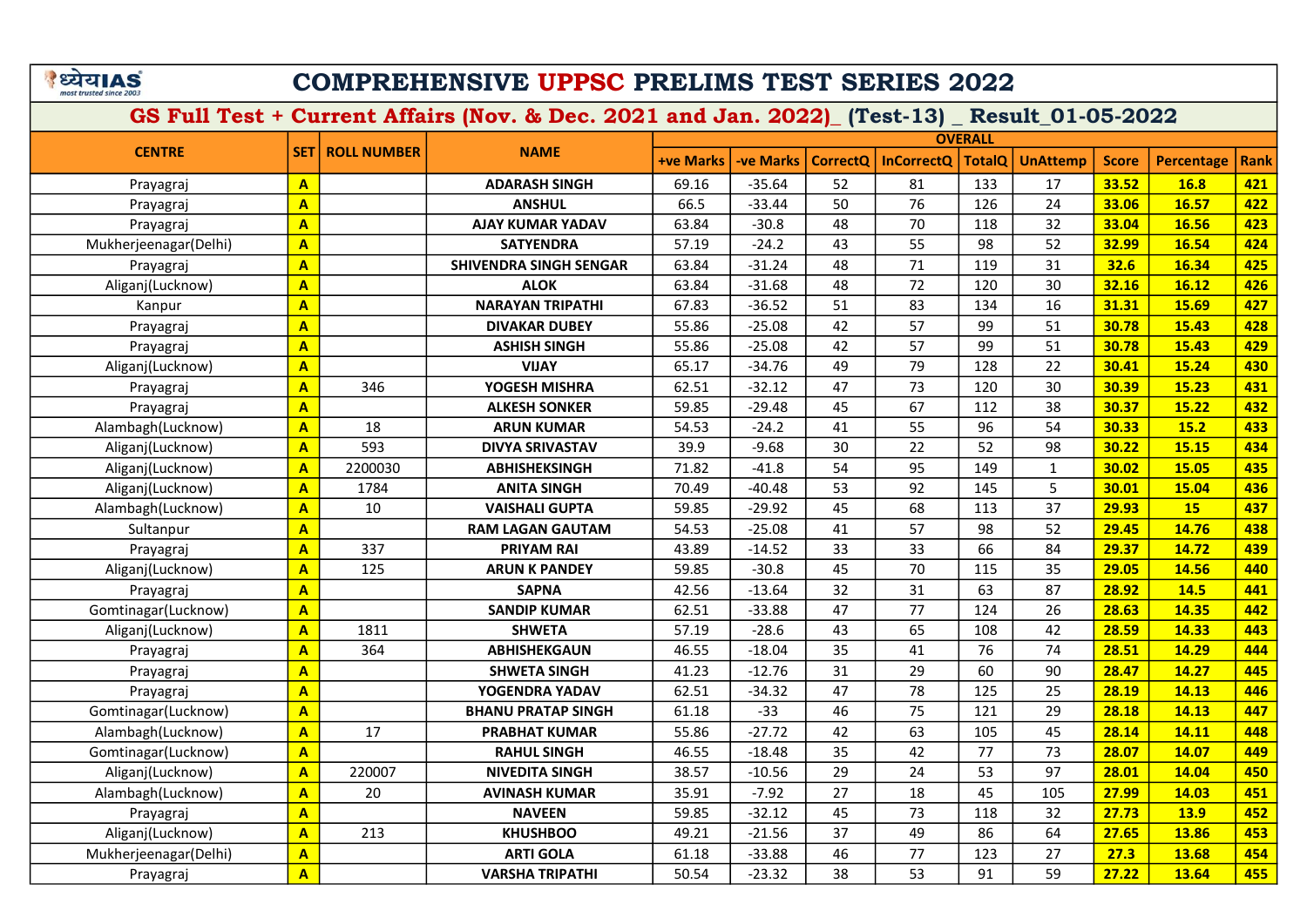# COMPREHENSIVE UPPSC PRELIMS TEST SERIES 2022

## GS Full Test + Current Affairs (Nov. & Dec. 2021 and Jan. 2022)_ (Test-13) _ Result_01-05-2022

| CENTRE | SET | ROLL NUMBER | NAME | OVERALL | | | | | | | | |
|---|---|---|---|---|---|---|---|---|---|---|---|---|
| | | | | +ve Marks | -ve Marks | CorrectQ | InCorrectQ | TotalQ | UnAttemp | Score | Percentage | Rank |
| Prayagraj | A | | ADARASH SINGH | 69.16 | -35.64 | 52 | 81 | 133 | 17 | 33.52 | 16.8 | 421 |
| Prayagraj | A | | ANSHUL | 66.5 | -33.44 | 50 | 76 | 126 | 24 | 33.06 | 16.57 | 422 |
| Prayagraj | A | | AJAY KUMAR YADAV | 63.84 | -30.8 | 48 | 70 | 118 | 32 | 33.04 | 16.56 | 423 |
| Mukherjeenagar(Delhi) | A | | SATYENDRA | 57.19 | -24.2 | 43 | 55 | 98 | 52 | 32.99 | 16.54 | 424 |
| Prayagraj | A | | SHIVENDRA SINGH SENGAR | 63.84 | -31.24 | 48 | 71 | 119 | 31 | 32.6 | 16.34 | 425 |
| Aliganj(Lucknow) | A | | ALOK | 63.84 | -31.68 | 48 | 72 | 120 | 30 | 32.16 | 16.12 | 426 |
| Kanpur | A | | NARAYAN TRIPATHI | 67.83 | -36.52 | 51 | 83 | 134 | 16 | 31.31 | 15.69 | 427 |
| Prayagraj | A | | DIVAKAR DUBEY | 55.86 | -25.08 | 42 | 57 | 99 | 51 | 30.78 | 15.43 | 428 |
| Prayagraj | A | | ASHISH SINGH | 55.86 | -25.08 | 42 | 57 | 99 | 51 | 30.78 | 15.43 | 429 |
| Aliganj(Lucknow) | A | | VIJAY | 65.17 | -34.76 | 49 | 79 | 128 | 22 | 30.41 | 15.24 | 430 |
| Prayagraj | A | 346 | YOGESH MISHRA | 62.51 | -32.12 | 47 | 73 | 120 | 30 | 30.39 | 15.23 | 431 |
| Prayagraj | A | | ALKESH SONKER | 59.85 | -29.48 | 45 | 67 | 112 | 38 | 30.37 | 15.22 | 432 |
| Alambagh(Lucknow) | A | 18 | ARUN KUMAR | 54.53 | -24.2 | 41 | 55 | 96 | 54 | 30.33 | 15.2 | 433 |
| Aliganj(Lucknow) | A | 593 | DIVYA SRIVASTAV | 39.9 | -9.68 | 30 | 22 | 52 | 98 | 30.22 | 15.15 | 434 |
| Aliganj(Lucknow) | A | 2200030 | ABHISHEKSINGH | 71.82 | -41.8 | 54 | 95 | 149 | 1 | 30.02 | 15.05 | 435 |
| Aliganj(Lucknow) | A | 1784 | ANITA SINGH | 70.49 | -40.48 | 53 | 92 | 145 | 5 | 30.01 | 15.04 | 436 |
| Alambagh(Lucknow) | A | 10 | VAISHALI GUPTA | 59.85 | -29.92 | 45 | 68 | 113 | 37 | 29.93 | 15 | 437 |
| Sultanpur | A | | RAM LAGAN GAUTAM | 54.53 | -25.08 | 41 | 57 | 98 | 52 | 29.45 | 14.76 | 438 |
| Prayagraj | A | 337 | PRIYAM RAI | 43.89 | -14.52 | 33 | 33 | 66 | 84 | 29.37 | 14.72 | 439 |
| Aliganj(Lucknow) | A | 125 | ARUN K PANDEY | 59.85 | -30.8 | 45 | 70 | 115 | 35 | 29.05 | 14.56 | 440 |
| Prayagraj | A | | SAPNA | 42.56 | -13.64 | 32 | 31 | 63 | 87 | 28.92 | 14.5 | 441 |
| Gomtinagar(Lucknow) | A | | SANDIP KUMAR | 62.51 | -33.88 | 47 | 77 | 124 | 26 | 28.63 | 14.35 | 442 |
| Aliganj(Lucknow) | A | 1811 | SHWETA | 57.19 | -28.6 | 43 | 65 | 108 | 42 | 28.59 | 14.33 | 443 |
| Prayagraj | A | 364 | ABHISHEKGAUN | 46.55 | -18.04 | 35 | 41 | 76 | 74 | 28.51 | 14.29 | 444 |
| Prayagraj | A | | SHWETA SINGH | 41.23 | -12.76 | 31 | 29 | 60 | 90 | 28.47 | 14.27 | 445 |
| Prayagraj | A | | YOGENDRA YADAV | 62.51 | -34.32 | 47 | 78 | 125 | 25 | 28.19 | 14.13 | 446 |
| Gomtinagar(Lucknow) | A | | BHANU PRATAP SINGH | 61.18 | -33 | 46 | 75 | 121 | 29 | 28.18 | 14.13 | 447 |
| Alambagh(Lucknow) | A | 17 | PRABHAT KUMAR | 55.86 | -27.72 | 42 | 63 | 105 | 45 | 28.14 | 14.11 | 448 |
| Gomtinagar(Lucknow) | A | | RAHUL SINGH | 46.55 | -18.48 | 35 | 42 | 77 | 73 | 28.07 | 14.07 | 449 |
| Aliganj(Lucknow) | A | 220007 | NIVEDITA SINGH | 38.57 | -10.56 | 29 | 24 | 53 | 97 | 28.01 | 14.04 | 450 |
| Alambagh(Lucknow) | A | 20 | AVINASH KUMAR | 35.91 | -7.92 | 27 | 18 | 45 | 105 | 27.99 | 14.03 | 451 |
| Prayagraj | A | | NAVEEN | 59.85 | -32.12 | 45 | 73 | 118 | 32 | 27.73 | 13.9 | 452 |
| Aliganj(Lucknow) | A | 213 | KHUSHBOO | 49.21 | -21.56 | 37 | 49 | 86 | 64 | 27.65 | 13.86 | 453 |
| Mukherjeenagar(Delhi) | A | | ARTI GOLA | 61.18 | -33.88 | 46 | 77 | 123 | 27 | 27.3 | 13.68 | 454 |
| Prayagraj | A | | VARSHA TRIPATHI | 50.54 | -23.32 | 38 | 53 | 91 | 59 | 27.22 | 13.64 | 455 |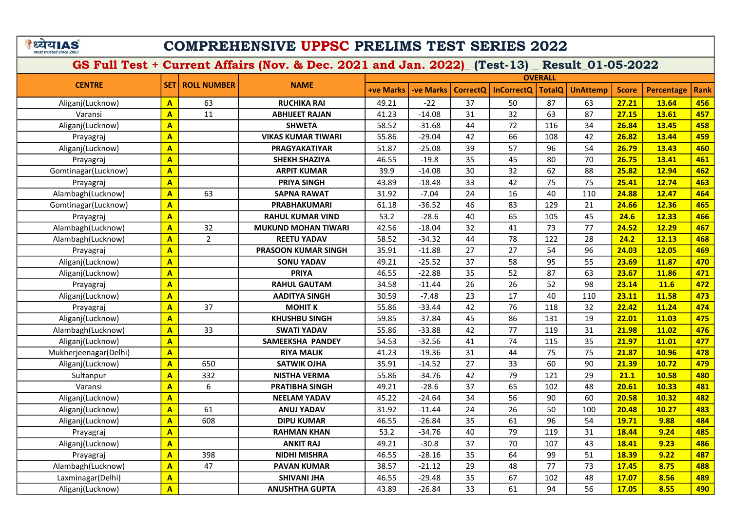# COMPREHENSIVE UPPSC PRELIMS TEST SERIES 2022

## GS Full Test + Current Affairs (Nov. & Dec. 2021 and Jan. 2022)_ (Test-13) _ Result_01-05-2022

| CENTRE | SET | ROLL NUMBER | NAME | OVERALL | | | | | | | | |
|---|---|---|---|---|---|---|---|---|---|---|---|---|
| | | | | +ve Marks | -ve Marks | CorrectQ | InCorrectQ | TotalQ | UnAttemp | Score | Percentage | Rank |
| Aliganj(Lucknow) | A | 63 | RUCHIKA RAI | 49.21 | -22 | 37 | 50 | 87 | 63 | 27.21 | 13.64 | 456 |
| Varansi | A | 11 | ABHIJEET RAJAN | 41.23 | -14.08 | 31 | 32 | 63 | 87 | 27.15 | 13.61 | 457 |
| Aliganj(Lucknow) | A | | SHWETA | 58.52 | -31.68 | 44 | 72 | 116 | 34 | 26.84 | 13.45 | 458 |
| Prayagraj | A | | VIKAS KUMAR TIWARI | 55.86 | -29.04 | 42 | 66 | 108 | 42 | 26.82 | 13.44 | 459 |
| Aliganj(Lucknow) | A | | PRAGYAKATIYAR | 51.87 | -25.08 | 39 | 57 | 96 | 54 | 26.79 | 13.43 | 460 |
| Prayagraj | A | | SHEKH SHAZIYA | 46.55 | -19.8 | 35 | 45 | 80 | 70 | 26.75 | 13.41 | 461 |
| Gomtinagar(Lucknow) | A | | ARPIT KUMAR | 39.9 | -14.08 | 30 | 32 | 62 | 88 | 25.82 | 12.94 | 462 |
| Prayagraj | A | | PRIYA SINGH | 43.89 | -18.48 | 33 | 42 | 75 | 75 | 25.41 | 12.74 | 463 |
| Alambagh(Lucknow) | A | 63 | SAPNA RAWAT | 31.92 | -7.04 | 24 | 16 | 40 | 110 | 24.88 | 12.47 | 464 |
| Gomtinagar(Lucknow) | A | | PRABHAKUMARI | 61.18 | -36.52 | 46 | 83 | 129 | 21 | 24.66 | 12.36 | 465 |
| Prayagraj | A | | RAHUL KUMAR VIND | 53.2 | -28.6 | 40 | 65 | 105 | 45 | 24.6 | 12.33 | 466 |
| Alambagh(Lucknow) | A | 32 | MUKUND MOHAN TIWARI | 42.56 | -18.04 | 32 | 41 | 73 | 77 | 24.52 | 12.29 | 467 |
| Alambagh(Lucknow) | A | 2 | REETU YADAV | 58.52 | -34.32 | 44 | 78 | 122 | 28 | 24.2 | 12.13 | 468 |
| Prayagraj | A | | PRASOON KUMAR SINGH | 35.91 | -11.88 | 27 | 27 | 54 | 96 | 24.03 | 12.05 | 469 |
| Aliganj(Lucknow) | A | | SONU YADAV | 49.21 | -25.52 | 37 | 58 | 95 | 55 | 23.69 | 11.87 | 470 |
| Aliganj(Lucknow) | A | | PRIYA | 46.55 | -22.88 | 35 | 52 | 87 | 63 | 23.67 | 11.86 | 471 |
| Prayagraj | A | | RAHUL GAUTAM | 34.58 | -11.44 | 26 | 26 | 52 | 98 | 23.14 | 11.6 | 472 |
| Aliganj(Lucknow) | A | | AADITYA SINGH | 30.59 | -7.48 | 23 | 17 | 40 | 110 | 23.11 | 11.58 | 473 |
| Prayagraj | A | 37 | MOHIT K | 55.86 | -33.44 | 42 | 76 | 118 | 32 | 22.42 | 11.24 | 474 |
| Aliganj(Lucknow) | A | | KHUSHBU SINGH | 59.85 | -37.84 | 45 | 86 | 131 | 19 | 22.01 | 11.03 | 475 |
| Alambagh(Lucknow) | A | 33 | SWATI YADAV | 55.86 | -33.88 | 42 | 77 | 119 | 31 | 21.98 | 11.02 | 476 |
| Aliganj(Lucknow) | A | | SAMEEKSHA PANDEY | 54.53 | -32.56 | 41 | 74 | 115 | 35 | 21.97 | 11.01 | 477 |
| Mukherjeenagar(Delhi) | A | | RIYA MALIK | 41.23 | -19.36 | 31 | 44 | 75 | 75 | 21.87 | 10.96 | 478 |
| Aliganj(Lucknow) | A | 650 | SATWIK OJHA | 35.91 | -14.52 | 27 | 33 | 60 | 90 | 21.39 | 10.72 | 479 |
| Sultanpur | A | 332 | NISTHA VERMA | 55.86 | -34.76 | 42 | 79 | 121 | 29 | 21.1 | 10.58 | 480 |
| Varansi | A | 6 | PRATIBHA SINGH | 49.21 | -28.6 | 37 | 65 | 102 | 48 | 20.61 | 10.33 | 481 |
| Aliganj(Lucknow) | A | | NEELAM YADAV | 45.22 | -24.64 | 34 | 56 | 90 | 60 | 20.58 | 10.32 | 482 |
| Aliganj(Lucknow) | A | 61 | ANUJ YADAV | 31.92 | -11.44 | 24 | 26 | 50 | 100 | 20.48 | 10.27 | 483 |
| Aliganj(Lucknow) | A | 608 | DIPU KUMAR | 46.55 | -26.84 | 35 | 61 | 96 | 54 | 19.71 | 9.88 | 484 |
| Prayagraj | A | | RAHMAN KHAN | 53.2 | -34.76 | 40 | 79 | 119 | 31 | 18.44 | 9.24 | 485 |
| Aliganj(Lucknow) | A | | ANKIT RAJ | 49.21 | -30.8 | 37 | 70 | 107 | 43 | 18.41 | 9.23 | 486 |
| Prayagraj | A | 398 | NIDHI MISHRA | 46.55 | -28.16 | 35 | 64 | 99 | 51 | 18.39 | 9.22 | 487 |
| Alambagh(Lucknow) | A | 47 | PAVAN KUMAR | 38.57 | -21.12 | 29 | 48 | 77 | 73 | 17.45 | 8.75 | 488 |
| Laxminagar(Delhi) | A | | SHIVANI JHA | 46.55 | -29.48 | 35 | 67 | 102 | 48 | 17.07 | 8.56 | 489 |
| Aliganj(Lucknow) | A | | ANUSHTHA GUPTA | 43.89 | -26.84 | 33 | 61 | 94 | 56 | 17.05 | 8.55 | 490 |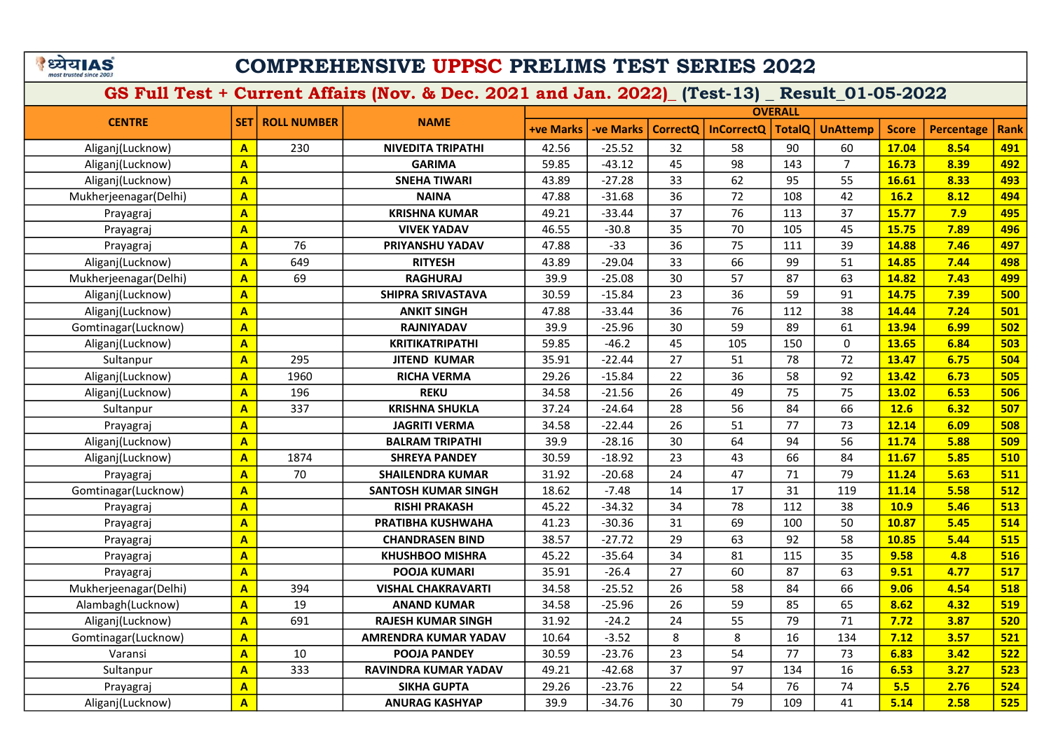# COMPREHENSIVE UPPSC PRELIMS TEST SERIES 2022

## GS Full Test + Current Affairs (Nov. & Dec. 2021 and Jan. 2022)_ (Test-13) _ Result_01-05-2022

| CENTRE | SET | ROLL NUMBER | NAME | OVERALL | | | | | | | | |
|---|---|---|---|---|---|---|---|---|---|---|---|---|
| | | | | +ve Marks | -ve Marks | CorrectQ | InCorrectQ | TotalQ | UnAttemp | Score | Percentage | Rank |
| Aliganj(Lucknow) | A | 230 | NIVEDITA TRIPATHI | 42.56 | -25.52 | 32 | 58 | 90 | 60 | 17.04 | 8.54 | 491 |
| Aliganj(Lucknow) | A | | GARIMA | 59.85 | -43.12 | 45 | 98 | 143 | 7 | 16.73 | 8.39 | 492 |
| Aliganj(Lucknow) | A | | SNEHA TIWARI | 43.89 | -27.28 | 33 | 62 | 95 | 55 | 16.61 | 8.33 | 493 |
| Mukherjeenagar(Delhi) | A | | NAINA | 47.88 | -31.68 | 36 | 72 | 108 | 42 | 16.2 | 8.12 | 494 |
| Prayagraj | A | | KRISHNA KUMAR | 49.21 | -33.44 | 37 | 76 | 113 | 37 | 15.77 | 7.9 | 495 |
| Prayagraj | A | | VIVEK YADAV | 46.55 | -30.8 | 35 | 70 | 105 | 45 | 15.75 | 7.89 | 496 |
| Prayagraj | A | 76 | PRIYANSHU YADAV | 47.88 | -33 | 36 | 75 | 111 | 39 | 14.88 | 7.46 | 497 |
| Aliganj(Lucknow) | A | 649 | RITYESH | 43.89 | -29.04 | 33 | 66 | 99 | 51 | 14.85 | 7.44 | 498 |
| Mukherjeenagar(Delhi) | A | 69 | RAGHURAJ | 39.9 | -25.08 | 30 | 57 | 87 | 63 | 14.82 | 7.43 | 499 |
| Aliganj(Lucknow) | A | | SHIPRA SRIVASTAVA | 30.59 | -15.84 | 23 | 36 | 59 | 91 | 14.75 | 7.39 | 500 |
| Aliganj(Lucknow) | A | | ANKIT SINGH | 47.88 | -33.44 | 36 | 76 | 112 | 38 | 14.44 | 7.24 | 501 |
| Gomtinagar(Lucknow) | A | | RAJNIYADAV | 39.9 | -25.96 | 30 | 59 | 89 | 61 | 13.94 | 6.99 | 502 |
| Aliganj(Lucknow) | A | | KRITIKATRIPATHI | 59.85 | -46.2 | 45 | 105 | 150 | 0 | 13.65 | 6.84 | 503 |
| Sultanpur | A | 295 | JITEND KUMAR | 35.91 | -22.44 | 27 | 51 | 78 | 72 | 13.47 | 6.75 | 504 |
| Aliganj(Lucknow) | A | 1960 | RICHA VERMA | 29.26 | -15.84 | 22 | 36 | 58 | 92 | 13.42 | 6.73 | 505 |
| Aliganj(Lucknow) | A | 196 | REKU | 34.58 | -21.56 | 26 | 49 | 75 | 75 | 13.02 | 6.53 | 506 |
| Sultanpur | A | 337 | KRISHNA SHUKLA | 37.24 | -24.64 | 28 | 56 | 84 | 66 | 12.6 | 6.32 | 507 |
| Prayagraj | A | | JAGRITI VERMA | 34.58 | -22.44 | 26 | 51 | 77 | 73 | 12.14 | 6.09 | 508 |
| Aliganj(Lucknow) | A | | BALRAM TRIPATHI | 39.9 | -28.16 | 30 | 64 | 94 | 56 | 11.74 | 5.88 | 509 |
| Aliganj(Lucknow) | A | 1874 | SHREYA PANDEY | 30.59 | -18.92 | 23 | 43 | 66 | 84 | 11.67 | 5.85 | 510 |
| Prayagraj | A | 70 | SHAILENDRA KUMAR | 31.92 | -20.68 | 24 | 47 | 71 | 79 | 11.24 | 5.63 | 511 |
| Gomtinagar(Lucknow) | A | | SANTOSH KUMAR SINGH | 18.62 | -7.48 | 14 | 17 | 31 | 119 | 11.14 | 5.58 | 512 |
| Prayagraj | A | | RISHI PRAKASH | 45.22 | -34.32 | 34 | 78 | 112 | 38 | 10.9 | 5.46 | 513 |
| Prayagraj | A | | PRATIBHA KUSHWAHA | 41.23 | -30.36 | 31 | 69 | 100 | 50 | 10.87 | 5.45 | 514 |
| Prayagraj | A | | CHANDRASEN BIND | 38.57 | -27.72 | 29 | 63 | 92 | 58 | 10.85 | 5.44 | 515 |
| Prayagraj | A | | KHUSHBOO MISHRA | 45.22 | -35.64 | 34 | 81 | 115 | 35 | 9.58 | 4.8 | 516 |
| Prayagraj | A | | POOJA KUMARI | 35.91 | -26.4 | 27 | 60 | 87 | 63 | 9.51 | 4.77 | 517 |
| Mukherjeenagar(Delhi) | A | 394 | VISHAL CHAKRAVARTI | 34.58 | -25.52 | 26 | 58 | 84 | 66 | 9.06 | 4.54 | 518 |
| Alambagh(Lucknow) | A | 19 | ANAND KUMAR | 34.58 | -25.96 | 26 | 59 | 85 | 65 | 8.62 | 4.32 | 519 |
| Aliganj(Lucknow) | A | 691 | RAJESH KUMAR SINGH | 31.92 | -24.2 | 24 | 55 | 79 | 71 | 7.72 | 3.87 | 520 |
| Gomtinagar(Lucknow) | A | | AMRENDRA KUMAR YADAV | 10.64 | -3.52 | 8 | 8 | 16 | 134 | 7.12 | 3.57 | 521 |
| Varansi | A | 10 | POOJA PANDEY | 30.59 | -23.76 | 23 | 54 | 77 | 73 | 6.83 | 3.42 | 522 |
| Sultanpur | A | 333 | RAVINDRA KUMAR YADAV | 49.21 | -42.68 | 37 | 97 | 134 | 16 | 6.53 | 3.27 | 523 |
| Prayagraj | A | | SIKHA GUPTA | 29.26 | -23.76 | 22 | 54 | 76 | 74 | 5.5 | 2.76 | 524 |
| Aliganj(Lucknow) | A | | ANURAG KASHYAP | 39.9 | -34.76 | 30 | 79 | 109 | 41 | 5.14 | 2.58 | 525 |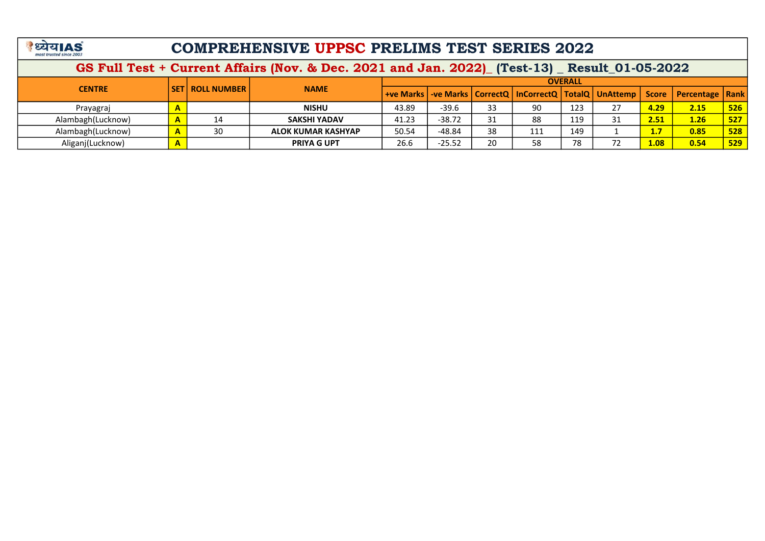# COMPREHENSIVE UPPSC PRELIMS TEST SERIES 2022

## GS Full Test + Current Affairs (Nov. & Dec. 2021 and Jan. 2022)_ (Test-13) _ Result_01-05-2022

| CENTRE | SET | ROLL NUMBER | NAME | OVERALL | | | | | | | | |
|---|---|---|---|---|---|---|---|---|---|---|---|---|
| | | | | +ve Marks | -ve Marks | CorrectQ | InCorrectQ | TotalQ | UnAttemp | Score | Percentage | Rank |
| Prayagraj | A | | NISHU | 43.89 | -39.6 | 33 | 90 | 123 | 27 | 4.29 | 2.15 | 526 |
| Alambagh(Lucknow) | A | 14 | SAKSHI YADAV | 41.23 | -38.72 | 31 | 88 | 119 | 31 | 2.51 | 1.26 | 527 |
| Alambagh(Lucknow) | A | 30 | ALOK KUMAR KASHYAP | 50.54 | -48.84 | 38 | 111 | 149 | 1 | 1.7 | 0.85 | 528 |
| Aliganj(Lucknow) | A | | PRIYA G UPT | 26.6 | -25.52 | 20 | 58 | 78 | 72 | 1.08 | 0.54 | 529 |